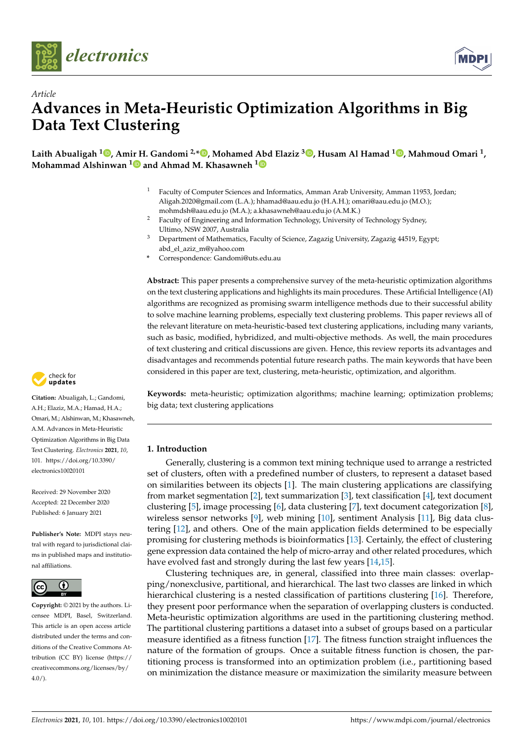*Article*

# Advances in Meta-Heuristic Optimization Algorithms in Big Data Text Clustering

**Laith Abualigah [1], Amir H. Gandomi [2,*], Mohamed Abd Elaziz [3], Husam Al Hamad [1], Mahmoud Omari [1], Mohammad Alshinwan [1] and Ahmad M. Khasawneh [1]**

[1] Faculty of Computer Sciences and Informatics, Amman Arab University, Amman 11953, Jordan; Aligah.2020@gmail.com (L.A.); hhamad@aau.edu.jo (H.A.H.); omari@aau.edu.jo (M.O.); mohmdsh@aau.edu.jo (M.A.); a.khasawneh@aau.edu.jo (A.M.K.)

[2] Faculty of Engineering and Information Technology, University of Technology Sydney, Ultimo, NSW 2007, Australia

[3] Department of Mathematics, Faculty of Science, Zagazig University, Zagazig 44519, Egypt; abd_el_aziz_m@yahoo.com

\* Correspondence: Gandomi@uts.edu.au

**Abstract:** This paper presents a comprehensive survey of the meta-heuristic optimization algorithms on the text clustering applications and highlights its main procedures. These Artificial Intelligence (AI) algorithms are recognized as promising swarm intelligence methods due to their successful ability to solve machine learning problems, especially text clustering problems. This paper reviews all of the relevant literature on meta-heuristic-based text clustering applications, including many variants, such as basic, modified, hybridized, and multi-objective methods. As well, the main procedures of text clustering and critical discussions are given. Hence, this review reports its advantages and disadvantages and recommends potential future research paths. The main keywords that have been considered in this paper are text, clustering, meta-heuristic, optimization, and algorithm.

**Keywords:** meta-heuristic; optimization algorithms; machine learning; optimization problems; big data; text clustering applications

**Citation:** Abualigah, L.; Gandomi, A.H.; Elaziz, M.A.; Hamad, H.A.; Omari, M.; Alshinwan, M.; Khasawneh, A.M. Advances in Meta-Heuristic Optimization Algorithms in Big Data Text Clustering. *Electronics* **2021**, *10*, 101. https://doi.org/10.3390/electronics10020101

Received: 29 November 2020
Accepted: 22 December 2020
Published: 6 January 2021

**Publisher's Note:** MDPI stays neutral with regard to jurisdictional claims in published maps and institutional affiliations.

**Copyright:** © 2021 by the authors. Licensee MDPI, Basel, Switzerland. This article is an open access article distributed under the terms and conditions of the Creative Commons Attribution (CC BY) license (https://creativecommons.org/licenses/by/4.0/).

## 1. Introduction

Generally, clustering is a common text mining technique used to arrange a restricted set of clusters, often with a predefined number of clusters, to represent a dataset based on similarities between its objects [1]. The main clustering applications are classifying from market segmentation [2], text summarization [3], text classification [4], text document clustering [5], image processing [6], data clustering [7], text document categorization [8], wireless sensor networks [9], web mining [10], sentiment Analysis [11], Big data clustering [12], and others. One of the main application fields determined to be especially promising for clustering methods is bioinformatics [13]. Certainly, the effect of clustering gene expression data contained the help of micro-array and other related procedures, which have evolved fast and strongly during the last few years [14,15].

Clustering techniques are, in general, classified into three main classes: overlapping/nonexclusive, partitional, and hierarchical. The last two classes are linked in which hierarchical clustering is a nested classification of partitions clustering [16]. Therefore, they present poor performance when the separation of overlapping clusters is conducted. Meta-heuristic optimization algorithms are used in the partitioning clustering method. The partitional clustering partitions a dataset into a subset of groups based on a particular measure identified as a fitness function [17]. The fitness function straight influences the nature of the formation of groups. Once a suitable fitness function is chosen, the partitioning process is transformed into an optimization problem (i.e., partitioning based on minimization the distance measure or maximization the similarity measure between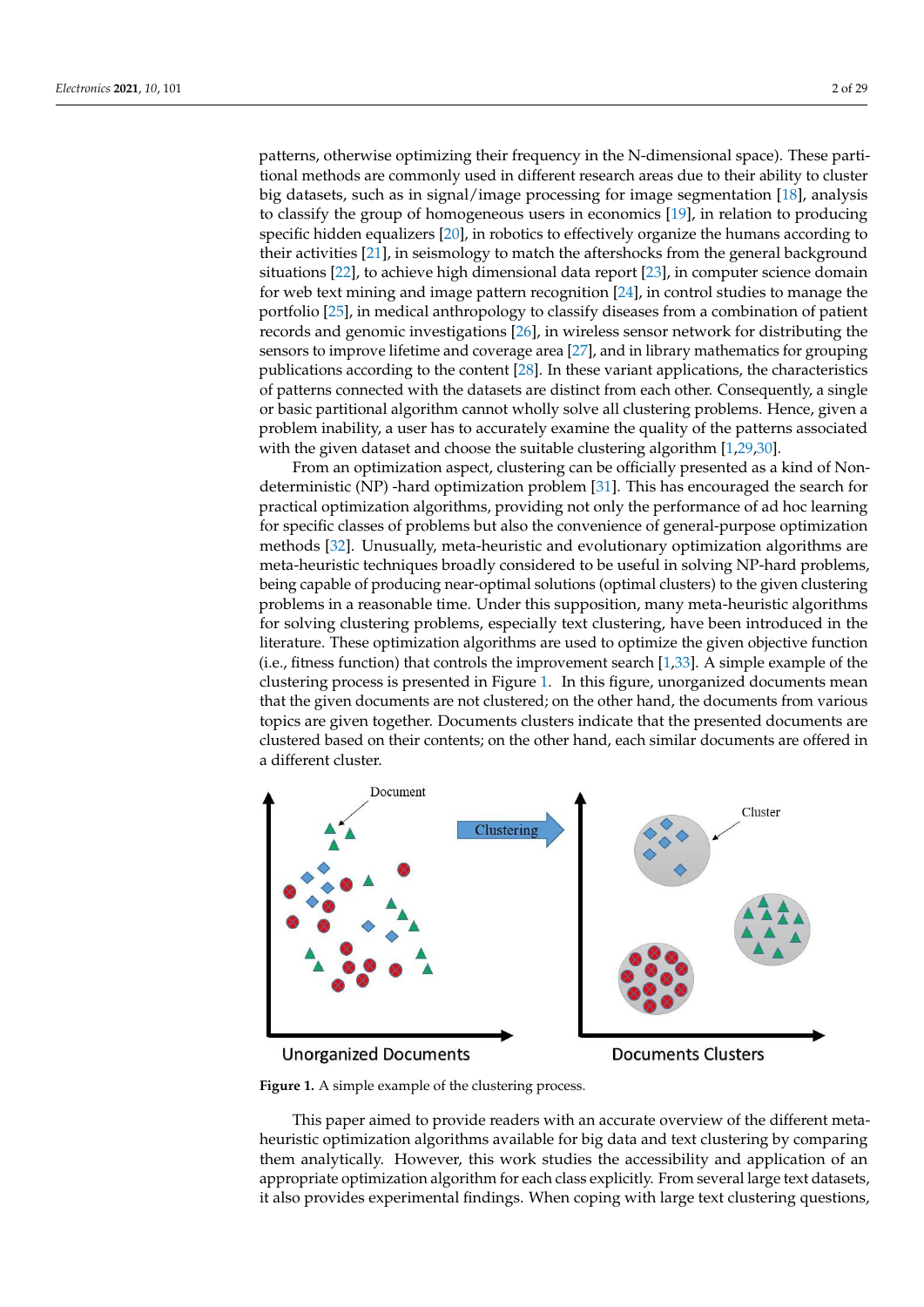patterns, otherwise optimizing their frequency in the N-dimensional space). These partitional methods are commonly used in different research areas due to their ability to cluster big datasets, such as in signal/image processing for image segmentation [18], analysis to classify the group of homogeneous users in economics [19], in relation to producing specific hidden equalizers [20], in robotics to effectively organize the humans according to their activities [21], in seismology to match the aftershocks from the general background situations [22], to achieve high dimensional data report [23], in computer science domain for web text mining and image pattern recognition [24], in control studies to manage the portfolio [25], in medical anthropology to classify diseases from a combination of patient records and genomic investigations [26], in wireless sensor network for distributing the sensors to improve lifetime and coverage area [27], and in library mathematics for grouping publications according to the content [28]. In these variant applications, the characteristics of patterns connected with the datasets are distinct from each other. Consequently, a single or basic partitional algorithm cannot wholly solve all clustering problems. Hence, given a problem inability, a user has to accurately examine the quality of the patterns associated with the given dataset and choose the suitable clustering algorithm [1,29,30].

From an optimization aspect, clustering can be officially presented as a kind of Non-deterministic (NP) -hard optimization problem [31]. This has encouraged the search for practical optimization algorithms, providing not only the performance of ad hoc learning for specific classes of problems but also the convenience of general-purpose optimization methods [32]. Unusually, meta-heuristic and evolutionary optimization algorithms are meta-heuristic techniques broadly considered to be useful in solving NP-hard problems, being capable of producing near-optimal solutions (optimal clusters) to the given clustering problems in a reasonable time. Under this supposition, many meta-heuristic algorithms for solving clustering problems, especially text clustering, have been introduced in the literature. These optimization algorithms are used to optimize the given objective function (i.e., fitness function) that controls the improvement search [1,33]. A simple example of the clustering process is presented in Figure 1. In this figure, unorganized documents mean that the given documents are not clustered; on the other hand, the documents from various topics are given together. Documents clusters indicate that the presented documents are clustered based on their contents; on the other hand, each similar documents are offered in a different cluster.

**Figure 1.** A simple example of the clustering process.

This paper aimed to provide readers with an accurate overview of the different meta-heuristic optimization algorithms available for big data and text clustering by comparing them analytically. However, this work studies the accessibility and application of an appropriate optimization algorithm for each class explicitly. From several large text datasets, it also provides experimental findings. When coping with large text clustering questions,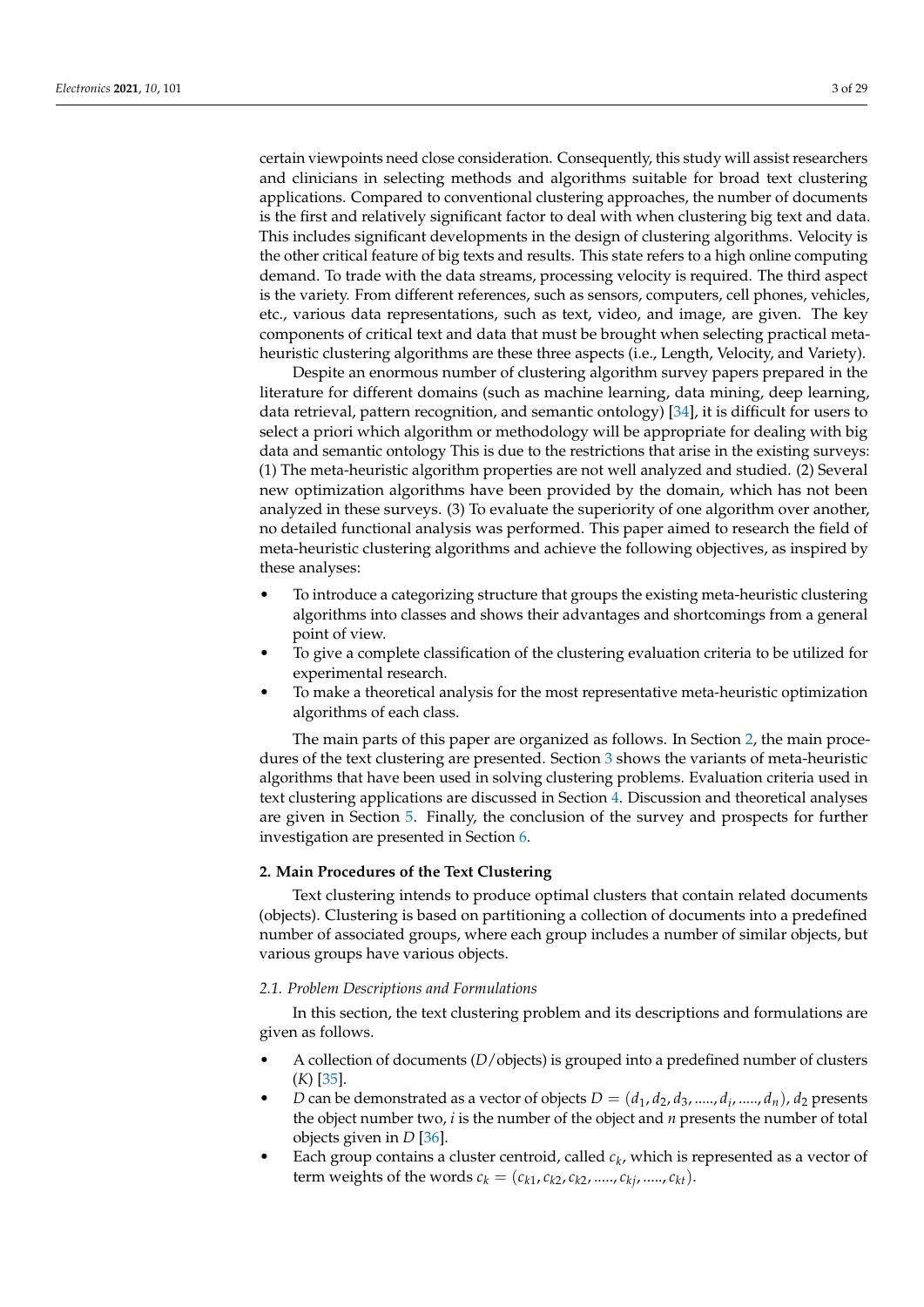certain viewpoints need close consideration. Consequently, this study will assist researchers and clinicians in selecting methods and algorithms suitable for broad text clustering applications. Compared to conventional clustering approaches, the number of documents is the first and relatively significant factor to deal with when clustering big text and data. This includes significant developments in the design of clustering algorithms. Velocity is the other critical feature of big texts and results. This state refers to a high online computing demand. To trade with the data streams, processing velocity is required. The third aspect is the variety. From different references, such as sensors, computers, cell phones, vehicles, etc., various data representations, such as text, video, and image, are given. The key components of critical text and data that must be brought when selecting practical meta-heuristic clustering algorithms are these three aspects (i.e., Length, Velocity, and Variety).

Despite an enormous number of clustering algorithm survey papers prepared in the literature for different domains (such as machine learning, data mining, deep learning, data retrieval, pattern recognition, and semantic ontology) [34], it is difficult for users to select a priori which algorithm or methodology will be appropriate for dealing with big data and semantic ontology This is due to the restrictions that arise in the existing surveys: (1) The meta-heuristic algorithm properties are not well analyzed and studied. (2) Several new optimization algorithms have been provided by the domain, which has not been analyzed in these surveys. (3) To evaluate the superiority of one algorithm over another, no detailed functional analysis was performed. This paper aimed to research the field of meta-heuristic clustering algorithms and achieve the following objectives, as inspired by these analyses:

- To introduce a categorizing structure that groups the existing meta-heuristic clustering algorithms into classes and shows their advantages and shortcomings from a general point of view.
- To give a complete classification of the clustering evaluation criteria to be utilized for experimental research.
- To make a theoretical analysis for the most representative meta-heuristic optimization algorithms of each class.

The main parts of this paper are organized as follows. In Section 2, the main procedures of the text clustering are presented. Section 3 shows the variants of meta-heuristic algorithms that have been used in solving clustering problems. Evaluation criteria used in text clustering applications are discussed in Section 4. Discussion and theoretical analyses are given in Section 5. Finally, the conclusion of the survey and prospects for further investigation are presented in Section 6.

## 2. Main Procedures of the Text Clustering

Text clustering intends to produce optimal clusters that contain related documents (objects). Clustering is based on partitioning a collection of documents into a predefined number of associated groups, where each group includes a number of similar objects, but various groups have various objects.

### *2.1. Problem Descriptions and Formulations*

In this section, the text clustering problem and its descriptions and formulations are given as follows.

- A collection of documents ($D$/objects) is grouped into a predefined number of clusters ($K$) [35].
- $D$ can be demonstrated as a vector of objects $D = (d_1, d_2, d_3, \ldots.., d_i, \ldots.., d_n)$, $d_2$ presents the object number two, $i$ is the number of the object and $n$ presents the number of total objects given in $D$ [36].
- Each group contains a cluster centroid, called $c_k$, which is represented as a vector of term weights of the words $c_k = (c_{k1}, c_{k2}, c_{k2}, \ldots.., c_{kj}, \ldots.., c_{kt})$.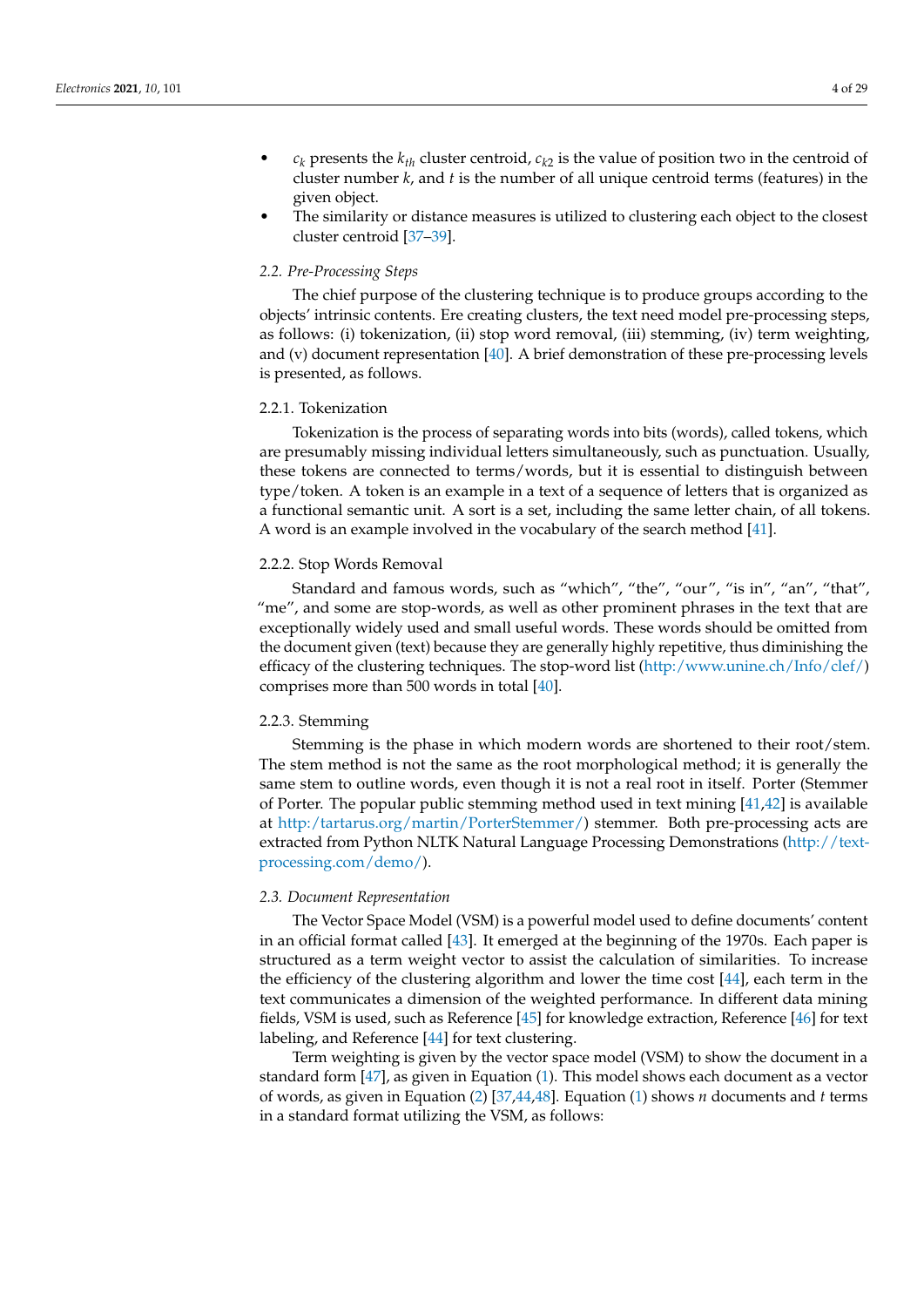- $c_k$ presents the $k_{th}$ cluster centroid, $c_{k2}$ is the value of position two in the centroid of cluster number $k$, and $t$ is the number of all unique centroid terms (features) in the given object.
- The similarity or distance measures is utilized to clustering each object to the closest cluster centroid [37–39].

### *2.2. Pre-Processing Steps*

The chief purpose of the clustering technique is to produce groups according to the objects' intrinsic contents. Ere creating clusters, the text need model pre-processing steps, as follows: (i) tokenization, (ii) stop word removal, (iii) stemming, (iv) term weighting, and (v) document representation [40]. A brief demonstration of these pre-processing levels is presented, as follows.

#### 2.2.1. Tokenization

Tokenization is the process of separating words into bits (words), called tokens, which are presumably missing individual letters simultaneously, such as punctuation. Usually, these tokens are connected to terms/words, but it is essential to distinguish between type/token. A token is an example in a text of a sequence of letters that is organized as a functional semantic unit. A sort is a set, including the same letter chain, of all tokens. A word is an example involved in the vocabulary of the search method [41].

#### 2.2.2. Stop Words Removal

Standard and famous words, such as "which", "the", "our", "is in", "an", "that", "me", and some are stop-words, as well as other prominent phrases in the text that are exceptionally widely used and small useful words. These words should be omitted from the document given (text) because they are generally highly repetitive, thus diminishing the efficacy of the clustering techniques. The stop-word list (http:/www.unine.ch/Info/clef/) comprises more than 500 words in total [40].

#### 2.2.3. Stemming

Stemming is the phase in which modern words are shortened to their root/stem. The stem method is not the same as the root morphological method; it is generally the same stem to outline words, even though it is not a real root in itself. Porter (Stemmer of Porter. The popular public stemming method used in text mining [41,42] is available at http:/tartarus.org/martin/PorterStemmer/) stemmer. Both pre-processing acts are extracted from Python NLTK Natural Language Processing Demonstrations (http://text-processing.com/demo/).

### *2.3. Document Representation*

The Vector Space Model (VSM) is a powerful model used to define documents' content in an official format called [43]. It emerged at the beginning of the 1970s. Each paper is structured as a term weight vector to assist the calculation of similarities. To increase the efficiency of the clustering algorithm and lower the time cost [44], each term in the text communicates a dimension of the weighted performance. In different data mining fields, VSM is used, such as Reference [45] for knowledge extraction, Reference [46] for text labeling, and Reference [44] for text clustering.

Term weighting is given by the vector space model (VSM) to show the document in a standard form [47], as given in Equation (1). This model shows each document as a vector of words, as given in Equation (2) [37,44,48]. Equation (1) shows $n$ documents and $t$ terms in a standard format utilizing the VSM, as follows: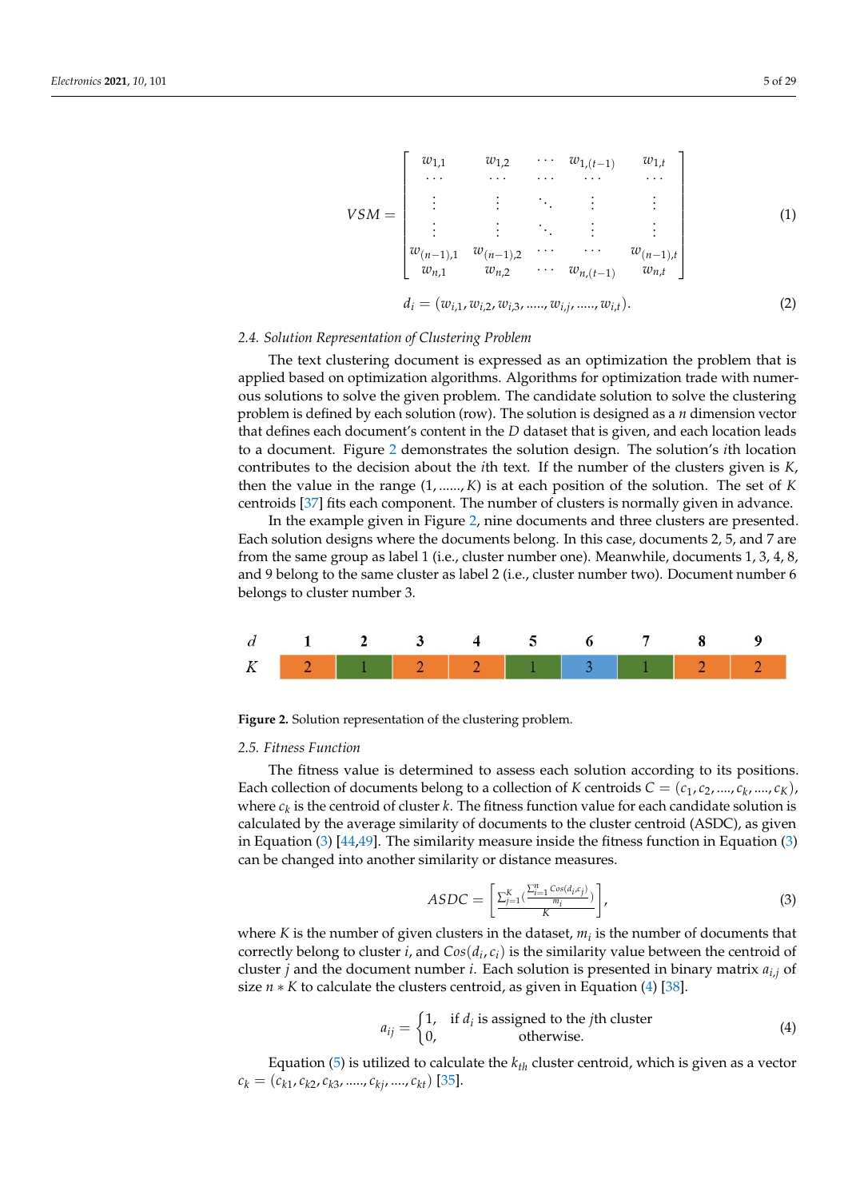$$VSM = \begin{bmatrix} w_{1,1} & w_{1,2} & \cdots & w_{1,(t-1)} & w_{1,t} \\ \cdots & \cdots & \cdots & \cdots & \cdots \\ \vdots & \vdots & \ddots & \vdots & \vdots \\ \vdots & \vdots & \ddots & \vdots & \vdots \\ w_{(n-1),1} & w_{(n-1),2} & \cdots & \cdots & w_{(n-1),t} \\ w_{n,1} & w_{n,2} & \cdots & w_{n,(t-1)} & w_{n,t} \end{bmatrix} \tag{1}$$

$$d_i = (w_{i,1}, w_{i,2}, w_{i,3}, \ldots.., w_{i,j}, \ldots.., w_{i,t}). \tag{2}$$

### 2.4. Solution Representation of Clustering Problem

The text clustering document is expressed as an optimization the problem that is applied based on optimization algorithms. Algorithms for optimization trade with numerous solutions to solve the given problem. The candidate solution to solve the clustering problem is defined by each solution (row). The solution is designed as a $n$ dimension vector that defines each document's content in the $D$ dataset that is given, and each location leads to a document. Figure 2 demonstrates the solution design. The solution's $i$th location contributes to the decision about the $i$th text. If the number of the clusters given is $K$, then the value in the range $(1, \ldots\ldots, K)$ is at each position of the solution. The set of $K$ centroids [37] fits each component. The number of clusters is normally given in advance.

In the example given in Figure 2, nine documents and three clusters are presented. Each solution designs where the documents belong. In this case, documents 2, 5, and 7 are from the same group as label 1 (i.e., cluster number one). Meanwhile, documents 1, 3, 4, 8, and 9 belong to the same cluster as label 2 (i.e., cluster number two). Document number 6 belongs to cluster number 3.

| $d$ | 1 | 2 | 3 | 4 | 5 | 6 | 7 | 8 | 9 |
|---|---|---|---|---|---|---|---|---|---|
| $K$ | 2 | 1 | 2 | 2 | 1 | 3 | 1 | 2 | 2 |

**Figure 2.** Solution representation of the clustering problem.

### 2.5. Fitness Function

The fitness value is determined to assess each solution according to its positions. Each collection of documents belong to a collection of $K$ centroids $C = (c_1, c_2, \ldots., c_k, \ldots., c_K)$, where $c_k$ is the centroid of cluster $k$. The fitness function value for each candidate solution is calculated by the average similarity of documents to the cluster centroid (ASDC), as given in Equation (3) [44,49]. The similarity measure inside the fitness function in Equation (3) can be changed into another similarity or distance measures.

$$ASDC = \left[ \frac{\sum_{j=1}^{K} \left( \frac{\sum_{i=1}^{n} Cos(d_i, c_j)}{m_i} \right)}{K} \right], \tag{3}$$

where $K$ is the number of given clusters in the dataset, $m_i$ is the number of documents that correctly belong to cluster $i$, and $Cos(d_i, c_i)$ is the similarity value between the centroid of cluster $j$ and the document number $i$. Each solution is presented in binary matrix $a_{i,j}$ of size $n * K$ to calculate the clusters centroid, as given in Equation (4) [38].

$$a_{ij} = \begin{cases} 1, & \text{if } d_i \text{ is assigned to the } j\text{th cluster} \\ 0, & \text{otherwise.} \end{cases} \tag{4}$$

Equation (5) is utilized to calculate the $k_{th}$ cluster centroid, which is given as a vector $c_k = (c_{k1}, c_{k2}, c_{k3}, \ldots.., c_{kj}, \ldots., c_{kt})$ [35].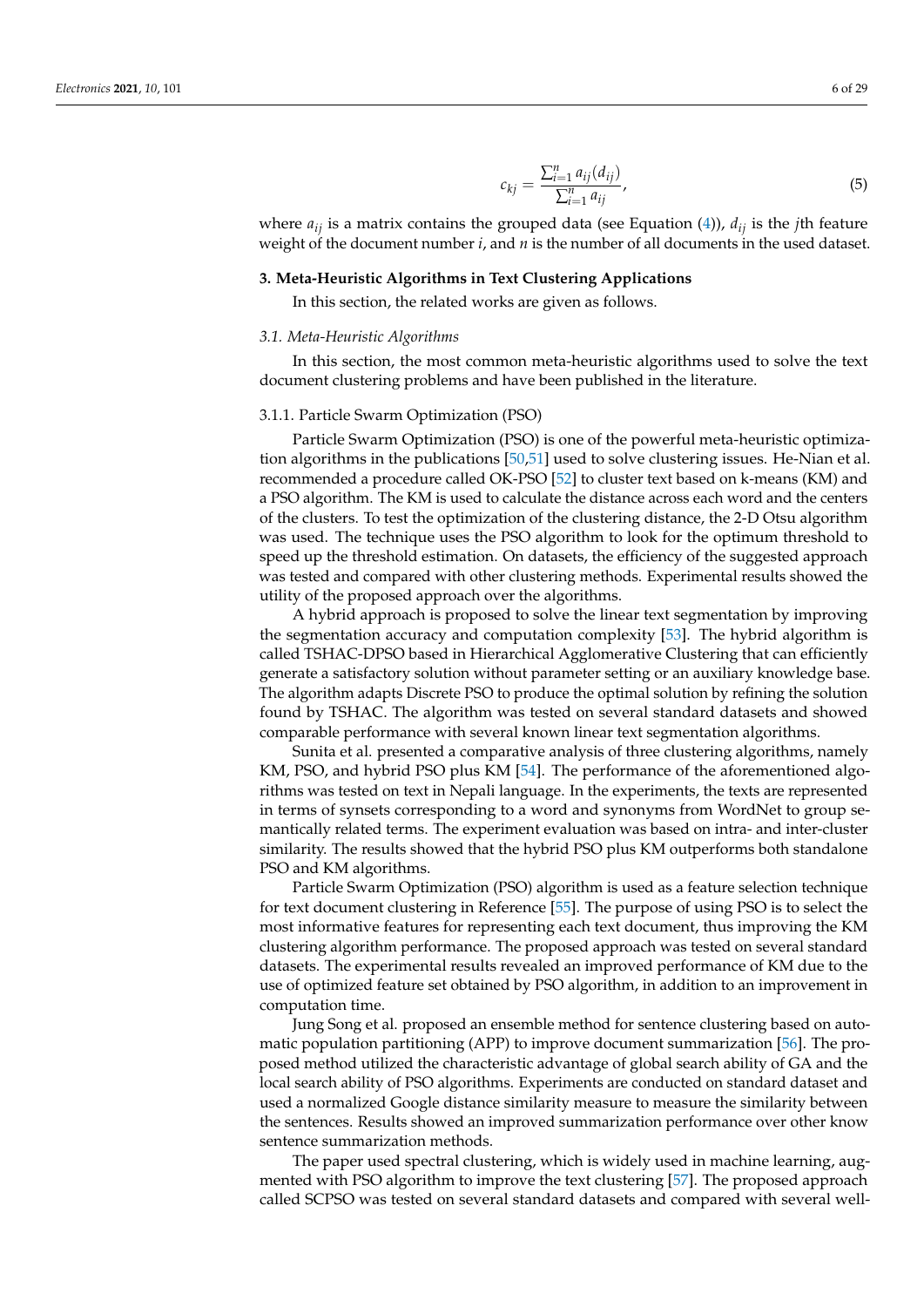$$c_{kj} = \frac{\sum_{i=1}^{n} a_{ij}(d_{ij})}{\sum_{i=1}^{n} a_{ij}}, \tag{5}$$

where $a_{ij}$ is a matrix contains the grouped data (see Equation (4)), $d_{ij}$ is the $j$th feature weight of the document number $i$, and $n$ is the number of all documents in the used dataset.

## 3. Meta-Heuristic Algorithms in Text Clustering Applications

In this section, the related works are given as follows.

### 3.1. Meta-Heuristic Algorithms

In this section, the most common meta-heuristic algorithms used to solve the text document clustering problems and have been published in the literature.

#### 3.1.1. Particle Swarm Optimization (PSO)

Particle Swarm Optimization (PSO) is one of the powerful meta-heuristic optimization algorithms in the publications [50,51] used to solve clustering issues. He-Nian et al. recommended a procedure called OK-PSO [52] to cluster text based on k-means (KM) and a PSO algorithm. The KM is used to calculate the distance across each word and the centers of the clusters. To test the optimization of the clustering distance, the 2-D Otsu algorithm was used. The technique uses the PSO algorithm to look for the optimum threshold to speed up the threshold estimation. On datasets, the efficiency of the suggested approach was tested and compared with other clustering methods. Experimental results showed the utility of the proposed approach over the algorithms.

A hybrid approach is proposed to solve the linear text segmentation by improving the segmentation accuracy and computation complexity [53]. The hybrid algorithm is called TSHAC-DPSO based in Hierarchical Agglomerative Clustering that can efficiently generate a satisfactory solution without parameter setting or an auxiliary knowledge base. The algorithm adapts Discrete PSO to produce the optimal solution by refining the solution found by TSHAC. The algorithm was tested on several standard datasets and showed comparable performance with several known linear text segmentation algorithms.

Sunita et al. presented a comparative analysis of three clustering algorithms, namely KM, PSO, and hybrid PSO plus KM [54]. The performance of the aforementioned algorithms was tested on text in Nepali language. In the experiments, the texts are represented in terms of synsets corresponding to a word and synonyms from WordNet to group semantically related terms. The experiment evaluation was based on intra- and inter-cluster similarity. The results showed that the hybrid PSO plus KM outperforms both standalone PSO and KM algorithms.

Particle Swarm Optimization (PSO) algorithm is used as a feature selection technique for text document clustering in Reference [55]. The purpose of using PSO is to select the most informative features for representing each text document, thus improving the KM clustering algorithm performance. The proposed approach was tested on several standard datasets. The experimental results revealed an improved performance of KM due to the use of optimized feature set obtained by PSO algorithm, in addition to an improvement in computation time.

Jung Song et al. proposed an ensemble method for sentence clustering based on automatic population partitioning (APP) to improve document summarization [56]. The proposed method utilized the characteristic advantage of global search ability of GA and the local search ability of PSO algorithms. Experiments are conducted on standard dataset and used a normalized Google distance similarity measure to measure the similarity between the sentences. Results showed an improved summarization performance over other know sentence summarization methods.

The paper used spectral clustering, which is widely used in machine learning, augmented with PSO algorithm to improve the text clustering [57]. The proposed approach called SCPSO was tested on several standard datasets and compared with several well-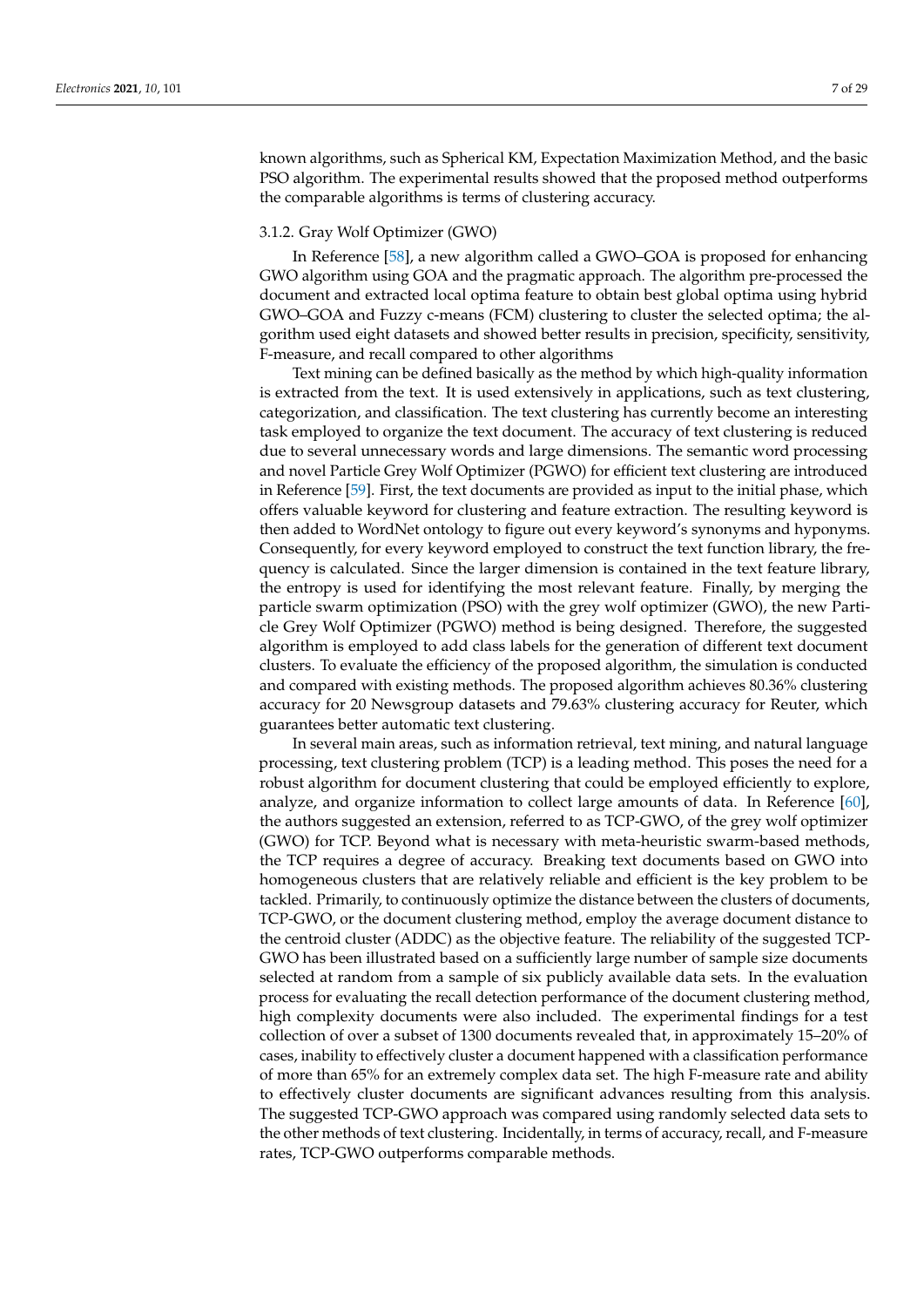known algorithms, such as Spherical KM, Expectation Maximization Method, and the basic PSO algorithm. The experimental results showed that the proposed method outperforms the comparable algorithms is terms of clustering accuracy.

#### 3.1.2. Gray Wolf Optimizer (GWO)

In Reference [58], a new algorithm called a GWO–GOA is proposed for enhancing GWO algorithm using GOA and the pragmatic approach. The algorithm pre-processed the document and extracted local optima feature to obtain best global optima using hybrid GWO–GOA and Fuzzy c-means (FCM) clustering to cluster the selected optima; the algorithm used eight datasets and showed better results in precision, specificity, sensitivity, F-measure, and recall compared to other algorithms

Text mining can be defined basically as the method by which high-quality information is extracted from the text. It is used extensively in applications, such as text clustering, categorization, and classification. The text clustering has currently become an interesting task employed to organize the text document. The accuracy of text clustering is reduced due to several unnecessary words and large dimensions. The semantic word processing and novel Particle Grey Wolf Optimizer (PGWO) for efficient text clustering are introduced in Reference [59]. First, the text documents are provided as input to the initial phase, which offers valuable keyword for clustering and feature extraction. The resulting keyword is then added to WordNet ontology to figure out every keyword's synonyms and hyponyms. Consequently, for every keyword employed to construct the text function library, the frequency is calculated. Since the larger dimension is contained in the text feature library, the entropy is used for identifying the most relevant feature. Finally, by merging the particle swarm optimization (PSO) with the grey wolf optimizer (GWO), the new Particle Grey Wolf Optimizer (PGWO) method is being designed. Therefore, the suggested algorithm is employed to add class labels for the generation of different text document clusters. To evaluate the efficiency of the proposed algorithm, the simulation is conducted and compared with existing methods. The proposed algorithm achieves 80.36% clustering accuracy for 20 Newsgroup datasets and 79.63% clustering accuracy for Reuter, which guarantees better automatic text clustering.

In several main areas, such as information retrieval, text mining, and natural language processing, text clustering problem (TCP) is a leading method. This poses the need for a robust algorithm for document clustering that could be employed efficiently to explore, analyze, and organize information to collect large amounts of data. In Reference [60], the authors suggested an extension, referred to as TCP-GWO, of the grey wolf optimizer (GWO) for TCP. Beyond what is necessary with meta-heuristic swarm-based methods, the TCP requires a degree of accuracy. Breaking text documents based on GWO into homogeneous clusters that are relatively reliable and efficient is the key problem to be tackled. Primarily, to continuously optimize the distance between the clusters of documents, TCP-GWO, or the document clustering method, employ the average document distance to the centroid cluster (ADDC) as the objective feature. The reliability of the suggested TCP-GWO has been illustrated based on a sufficiently large number of sample size documents selected at random from a sample of six publicly available data sets. In the evaluation process for evaluating the recall detection performance of the document clustering method, high complexity documents were also included. The experimental findings for a test collection of over a subset of 1300 documents revealed that, in approximately 15–20% of cases, inability to effectively cluster a document happened with a classification performance of more than 65% for an extremely complex data set. The high F-measure rate and ability to effectively cluster documents are significant advances resulting from this analysis. The suggested TCP-GWO approach was compared using randomly selected data sets to the other methods of text clustering. Incidentally, in terms of accuracy, recall, and F-measure rates, TCP-GWO outperforms comparable methods.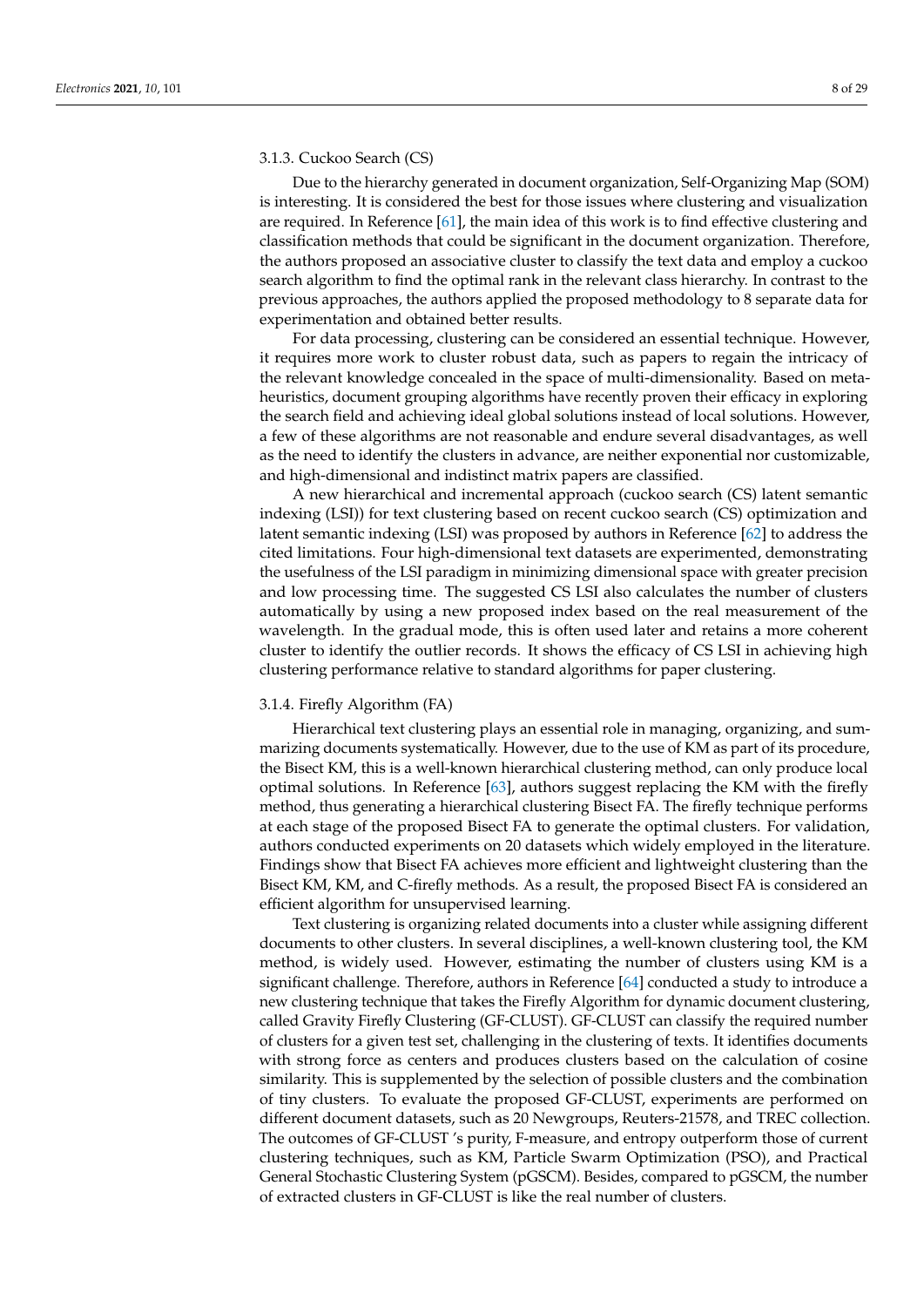#### 3.1.3. Cuckoo Search (CS)

Due to the hierarchy generated in document organization, Self-Organizing Map (SOM) is interesting. It is considered the best for those issues where clustering and visualization are required. In Reference [61], the main idea of this work is to find effective clustering and classification methods that could be significant in the document organization. Therefore, the authors proposed an associative cluster to classify the text data and employ a cuckoo search algorithm to find the optimal rank in the relevant class hierarchy. In contrast to the previous approaches, the authors applied the proposed methodology to 8 separate data for experimentation and obtained better results.

For data processing, clustering can be considered an essential technique. However, it requires more work to cluster robust data, such as papers to regain the intricacy of the relevant knowledge concealed in the space of multi-dimensionality. Based on meta-heuristics, document grouping algorithms have recently proven their efficacy in exploring the search field and achieving ideal global solutions instead of local solutions. However, a few of these algorithms are not reasonable and endure several disadvantages, as well as the need to identify the clusters in advance, are neither exponential nor customizable, and high-dimensional and indistinct matrix papers are classified.

A new hierarchical and incremental approach (cuckoo search (CS) latent semantic indexing (LSI)) for text clustering based on recent cuckoo search (CS) optimization and latent semantic indexing (LSI) was proposed by authors in Reference [62] to address the cited limitations. Four high-dimensional text datasets are experimented, demonstrating the usefulness of the LSI paradigm in minimizing dimensional space with greater precision and low processing time. The suggested CS LSI also calculates the number of clusters automatically by using a new proposed index based on the real measurement of the wavelength. In the gradual mode, this is often used later and retains a more coherent cluster to identify the outlier records. It shows the efficacy of CS LSI in achieving high clustering performance relative to standard algorithms for paper clustering.

#### 3.1.4. Firefly Algorithm (FA)

Hierarchical text clustering plays an essential role in managing, organizing, and summarizing documents systematically. However, due to the use of KM as part of its procedure, the Bisect KM, this is a well-known hierarchical clustering method, can only produce local optimal solutions. In Reference [63], authors suggest replacing the KM with the firefly method, thus generating a hierarchical clustering Bisect FA. The firefly technique performs at each stage of the proposed Bisect FA to generate the optimal clusters. For validation, authors conducted experiments on 20 datasets which widely employed in the literature. Findings show that Bisect FA achieves more efficient and lightweight clustering than the Bisect KM, KM, and C-firefly methods. As a result, the proposed Bisect FA is considered an efficient algorithm for unsupervised learning.

Text clustering is organizing related documents into a cluster while assigning different documents to other clusters. In several disciplines, a well-known clustering tool, the KM method, is widely used. However, estimating the number of clusters using KM is a significant challenge. Therefore, authors in Reference [64] conducted a study to introduce a new clustering technique that takes the Firefly Algorithm for dynamic document clustering, called Gravity Firefly Clustering (GF-CLUST). GF-CLUST can classify the required number of clusters for a given test set, challenging in the clustering of texts. It identifies documents with strong force as centers and produces clusters based on the calculation of cosine similarity. This is supplemented by the selection of possible clusters and the combination of tiny clusters. To evaluate the proposed GF-CLUST, experiments are performed on different document datasets, such as 20 Newgroups, Reuters-21578, and TREC collection. The outcomes of GF-CLUST 's purity, F-measure, and entropy outperform those of current clustering techniques, such as KM, Particle Swarm Optimization (PSO), and Practical General Stochastic Clustering System (pGSCM). Besides, compared to pGSCM, the number of extracted clusters in GF-CLUST is like the real number of clusters.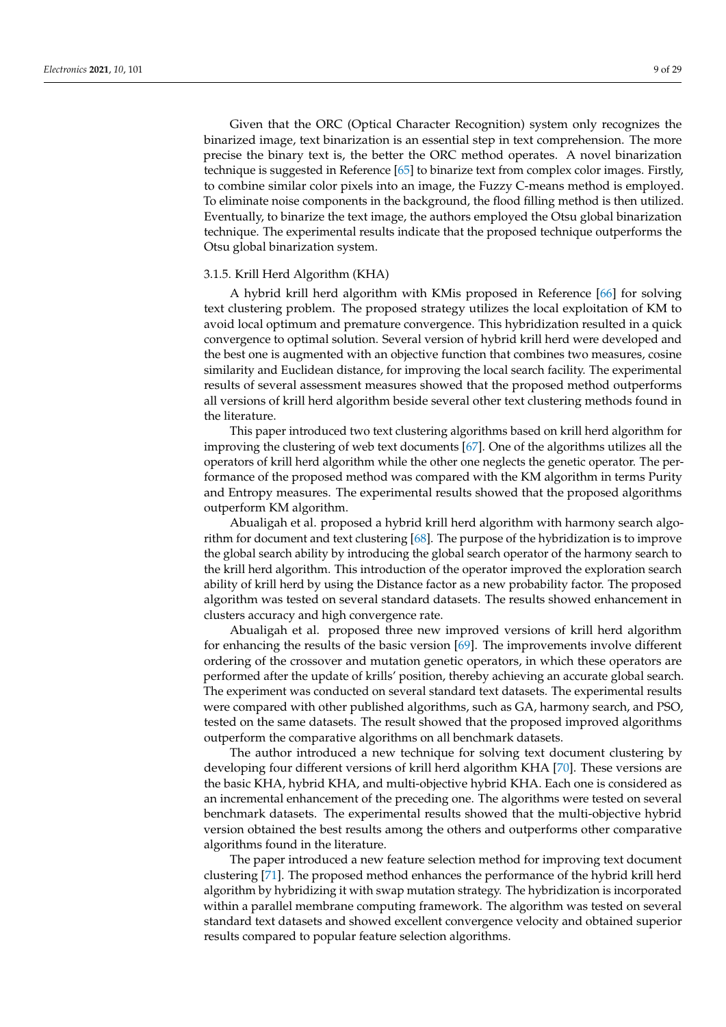Given that the ORC (Optical Character Recognition) system only recognizes the binarized image, text binarization is an essential step in text comprehension. The more precise the binary text is, the better the ORC method operates. A novel binarization technique is suggested in Reference [65] to binarize text from complex color images. Firstly, to combine similar color pixels into an image, the Fuzzy C-means method is employed. To eliminate noise components in the background, the flood filling method is then utilized. Eventually, to binarize the text image, the authors employed the Otsu global binarization technique. The experimental results indicate that the proposed technique outperforms the Otsu global binarization system.

### 3.1.5. Krill Herd Algorithm (KHA)

A hybrid krill herd algorithm with KMis proposed in Reference [66] for solving text clustering problem. The proposed strategy utilizes the local exploitation of KM to avoid local optimum and premature convergence. This hybridization resulted in a quick convergence to optimal solution. Several version of hybrid krill herd were developed and the best one is augmented with an objective function that combines two measures, cosine similarity and Euclidean distance, for improving the local search facility. The experimental results of several assessment measures showed that the proposed method outperforms all versions of krill herd algorithm beside several other text clustering methods found in the literature.

This paper introduced two text clustering algorithms based on krill herd algorithm for improving the clustering of web text documents [67]. One of the algorithms utilizes all the operators of krill herd algorithm while the other one neglects the genetic operator. The performance of the proposed method was compared with the KM algorithm in terms Purity and Entropy measures. The experimental results showed that the proposed algorithms outperform KM algorithm.

Abualigah et al. proposed a hybrid krill herd algorithm with harmony search algorithm for document and text clustering [68]. The purpose of the hybridization is to improve the global search ability by introducing the global search operator of the harmony search to the krill herd algorithm. This introduction of the operator improved the exploration search ability of krill herd by using the Distance factor as a new probability factor. The proposed algorithm was tested on several standard datasets. The results showed enhancement in clusters accuracy and high convergence rate.

Abualigah et al. proposed three new improved versions of krill herd algorithm for enhancing the results of the basic version [69]. The improvements involve different ordering of the crossover and mutation genetic operators, in which these operators are performed after the update of krills' position, thereby achieving an accurate global search. The experiment was conducted on several standard text datasets. The experimental results were compared with other published algorithms, such as GA, harmony search, and PSO, tested on the same datasets. The result showed that the proposed improved algorithms outperform the comparative algorithms on all benchmark datasets.

The author introduced a new technique for solving text document clustering by developing four different versions of krill herd algorithm KHA [70]. These versions are the basic KHA, hybrid KHA, and multi-objective hybrid KHA. Each one is considered as an incremental enhancement of the preceding one. The algorithms were tested on several benchmark datasets. The experimental results showed that the multi-objective hybrid version obtained the best results among the others and outperforms other comparative algorithms found in the literature.

The paper introduced a new feature selection method for improving text document clustering [71]. The proposed method enhances the performance of the hybrid krill herd algorithm by hybridizing it with swap mutation strategy. The hybridization is incorporated within a parallel membrane computing framework. The algorithm was tested on several standard text datasets and showed excellent convergence velocity and obtained superior results compared to popular feature selection algorithms.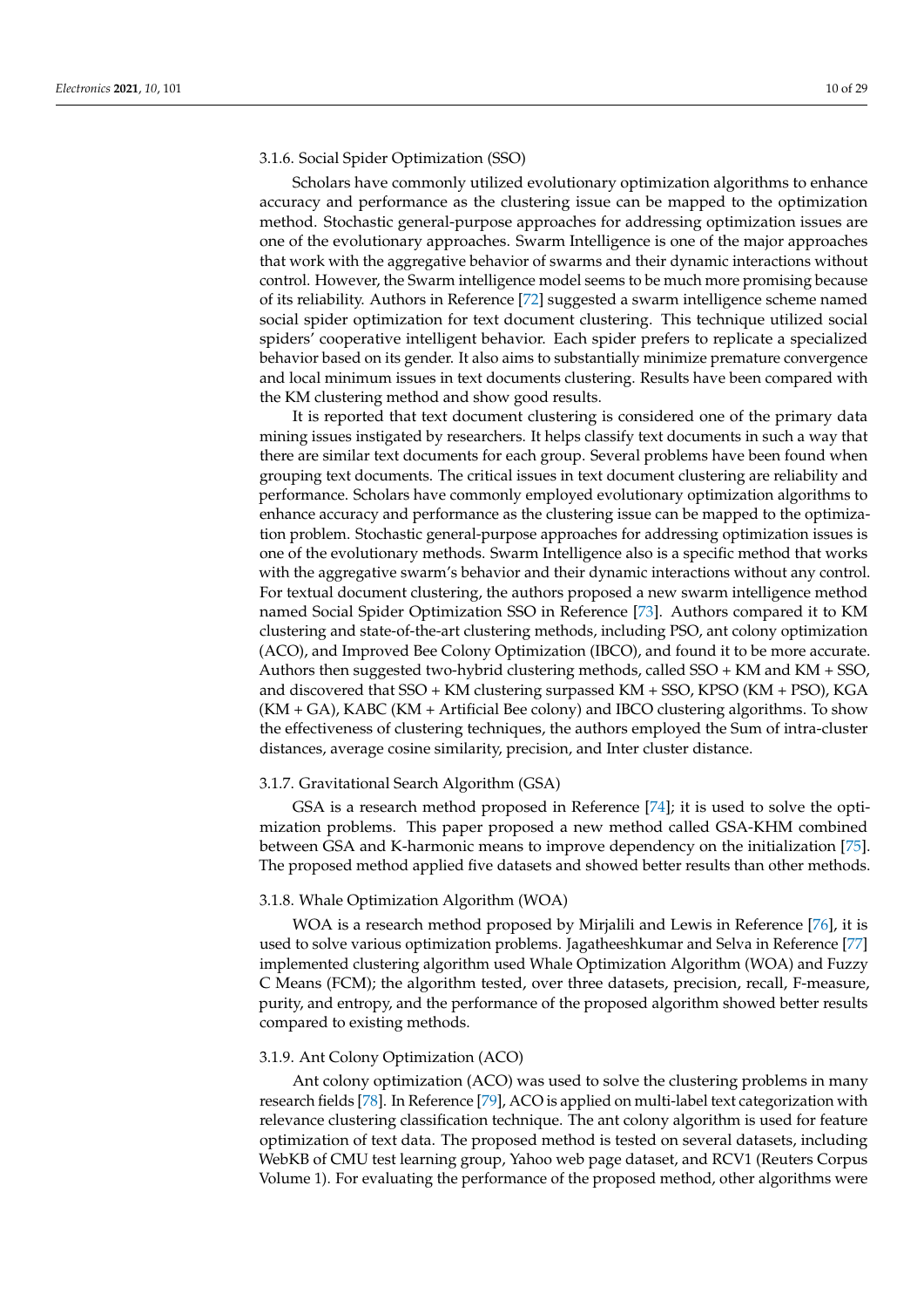#### 3.1.6. Social Spider Optimization (SSO)

Scholars have commonly utilized evolutionary optimization algorithms to enhance accuracy and performance as the clustering issue can be mapped to the optimization method. Stochastic general-purpose approaches for addressing optimization issues are one of the evolutionary approaches. Swarm Intelligence is one of the major approaches that work with the aggregative behavior of swarms and their dynamic interactions without control. However, the Swarm intelligence model seems to be much more promising because of its reliability. Authors in Reference [72] suggested a swarm intelligence scheme named social spider optimization for text document clustering. This technique utilized social spiders' cooperative intelligent behavior. Each spider prefers to replicate a specialized behavior based on its gender. It also aims to substantially minimize premature convergence and local minimum issues in text documents clustering. Results have been compared with the KM clustering method and show good results.

It is reported that text document clustering is considered one of the primary data mining issues instigated by researchers. It helps classify text documents in such a way that there are similar text documents for each group. Several problems have been found when grouping text documents. The critical issues in text document clustering are reliability and performance. Scholars have commonly employed evolutionary optimization algorithms to enhance accuracy and performance as the clustering issue can be mapped to the optimization problem. Stochastic general-purpose approaches for addressing optimization issues is one of the evolutionary methods. Swarm Intelligence also is a specific method that works with the aggregative swarm's behavior and their dynamic interactions without any control. For textual document clustering, the authors proposed a new swarm intelligence method named Social Spider Optimization SSO in Reference [73]. Authors compared it to KM clustering and state-of-the-art clustering methods, including PSO, ant colony optimization (ACO), and Improved Bee Colony Optimization (IBCO), and found it to be more accurate. Authors then suggested two-hybrid clustering methods, called SSO + KM and KM + SSO, and discovered that SSO + KM clustering surpassed KM + SSO, KPSO (KM + PSO), KGA (KM + GA), KABC (KM + Artificial Bee colony) and IBCO clustering algorithms. To show the effectiveness of clustering techniques, the authors employed the Sum of intra-cluster distances, average cosine similarity, precision, and Inter cluster distance.

#### 3.1.7. Gravitational Search Algorithm (GSA)

GSA is a research method proposed in Reference [74]; it is used to solve the optimization problems. This paper proposed a new method called GSA-KHM combined between GSA and K-harmonic means to improve dependency on the initialization [75]. The proposed method applied five datasets and showed better results than other methods.

#### 3.1.8. Whale Optimization Algorithm (WOA)

WOA is a research method proposed by Mirjalili and Lewis in Reference [76], it is used to solve various optimization problems. Jagatheeshkumar and Selva in Reference [77] implemented clustering algorithm used Whale Optimization Algorithm (WOA) and Fuzzy C Means (FCM); the algorithm tested, over three datasets, precision, recall, F-measure, purity, and entropy, and the performance of the proposed algorithm showed better results compared to existing methods.

#### 3.1.9. Ant Colony Optimization (ACO)

Ant colony optimization (ACO) was used to solve the clustering problems in many research fields [78]. In Reference [79], ACO is applied on multi-label text categorization with relevance clustering classification technique. The ant colony algorithm is used for feature optimization of text data. The proposed method is tested on several datasets, including WebKB of CMU test learning group, Yahoo web page dataset, and RCV1 (Reuters Corpus Volume 1). For evaluating the performance of the proposed method, other algorithms were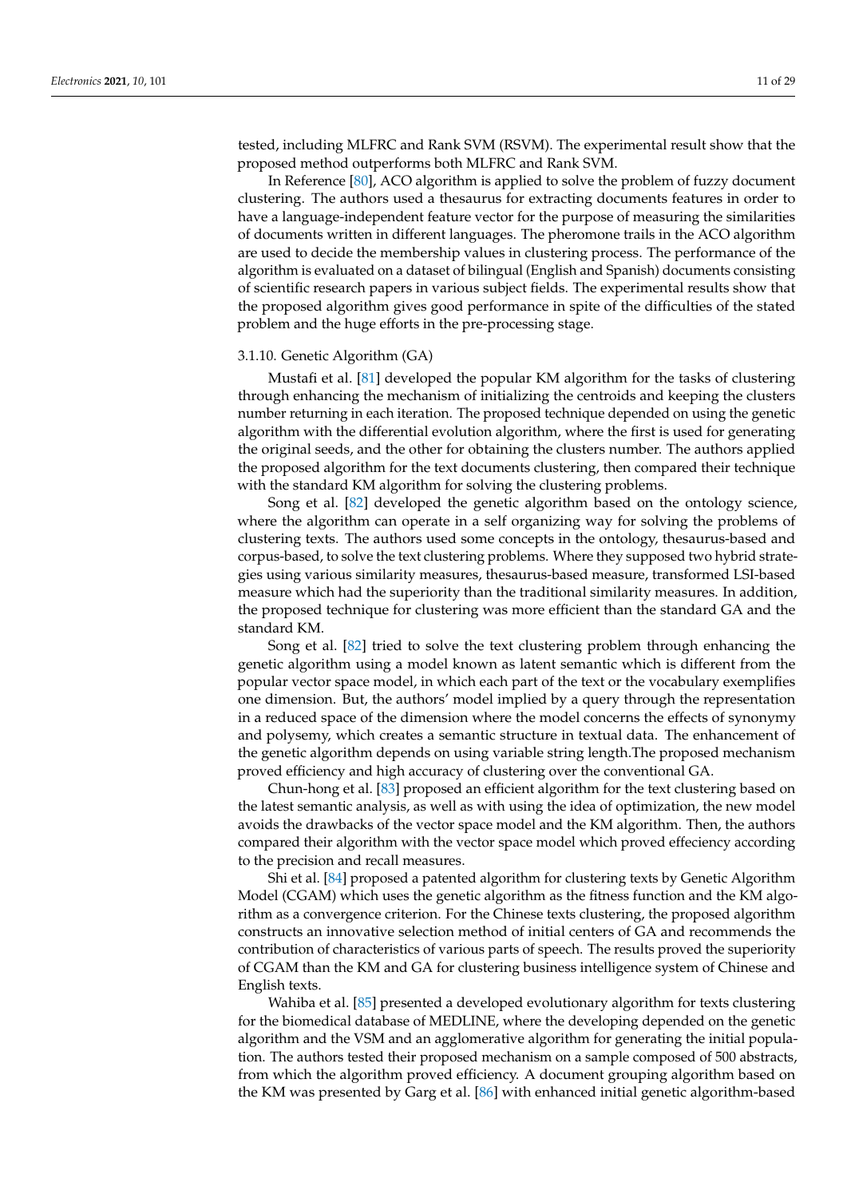tested, including MLFRC and Rank SVM (RSVM). The experimental result show that the proposed method outperforms both MLFRC and Rank SVM.

In Reference [80], ACO algorithm is applied to solve the problem of fuzzy document clustering. The authors used a thesaurus for extracting documents features in order to have a language-independent feature vector for the purpose of measuring the similarities of documents written in different languages. The pheromone trails in the ACO algorithm are used to decide the membership values in clustering process. The performance of the algorithm is evaluated on a dataset of bilingual (English and Spanish) documents consisting of scientific research papers in various subject fields. The experimental results show that the proposed algorithm gives good performance in spite of the difficulties of the stated problem and the huge efforts in the pre-processing stage.

#### 3.1.10. Genetic Algorithm (GA)

Mustafi et al. [81] developed the popular KM algorithm for the tasks of clustering through enhancing the mechanism of initializing the centroids and keeping the clusters number returning in each iteration. The proposed technique depended on using the genetic algorithm with the differential evolution algorithm, where the first is used for generating the original seeds, and the other for obtaining the clusters number. The authors applied the proposed algorithm for the text documents clustering, then compared their technique with the standard KM algorithm for solving the clustering problems.

Song et al. [82] developed the genetic algorithm based on the ontology science, where the algorithm can operate in a self organizing way for solving the problems of clustering texts. The authors used some concepts in the ontology, thesaurus-based and corpus-based, to solve the text clustering problems. Where they supposed two hybrid strategies using various similarity measures, thesaurus-based measure, transformed LSI-based measure which had the superiority than the traditional similarity measures. In addition, the proposed technique for clustering was more efficient than the standard GA and the standard KM.

Song et al. [82] tried to solve the text clustering problem through enhancing the genetic algorithm using a model known as latent semantic which is different from the popular vector space model, in which each part of the text or the vocabulary exemplifies one dimension. But, the authors' model implied by a query through the representation in a reduced space of the dimension where the model concerns the effects of synonymy and polysemy, which creates a semantic structure in textual data. The enhancement of the genetic algorithm depends on using variable string length.The proposed mechanism proved efficiency and high accuracy of clustering over the conventional GA.

Chun-hong et al. [83] proposed an efficient algorithm for the text clustering based on the latest semantic analysis, as well as with using the idea of optimization, the new model avoids the drawbacks of the vector space model and the KM algorithm. Then, the authors compared their algorithm with the vector space model which proved effeciency according to the precision and recall measures.

Shi et al. [84] proposed a patented algorithm for clustering texts by Genetic Algorithm Model (CGAM) which uses the genetic algorithm as the fitness function and the KM algorithm as a convergence criterion. For the Chinese texts clustering, the proposed algorithm constructs an innovative selection method of initial centers of GA and recommends the contribution of characteristics of various parts of speech. The results proved the superiority of CGAM than the KM and GA for clustering business intelligence system of Chinese and English texts.

Wahiba et al. [85] presented a developed evolutionary algorithm for texts clustering for the biomedical database of MEDLINE, where the developing depended on the genetic algorithm and the VSM and an agglomerative algorithm for generating the initial population. The authors tested their proposed mechanism on a sample composed of 500 abstracts, from which the algorithm proved efficiency. A document grouping algorithm based on the KM was presented by Garg et al. [86] with enhanced initial genetic algorithm-based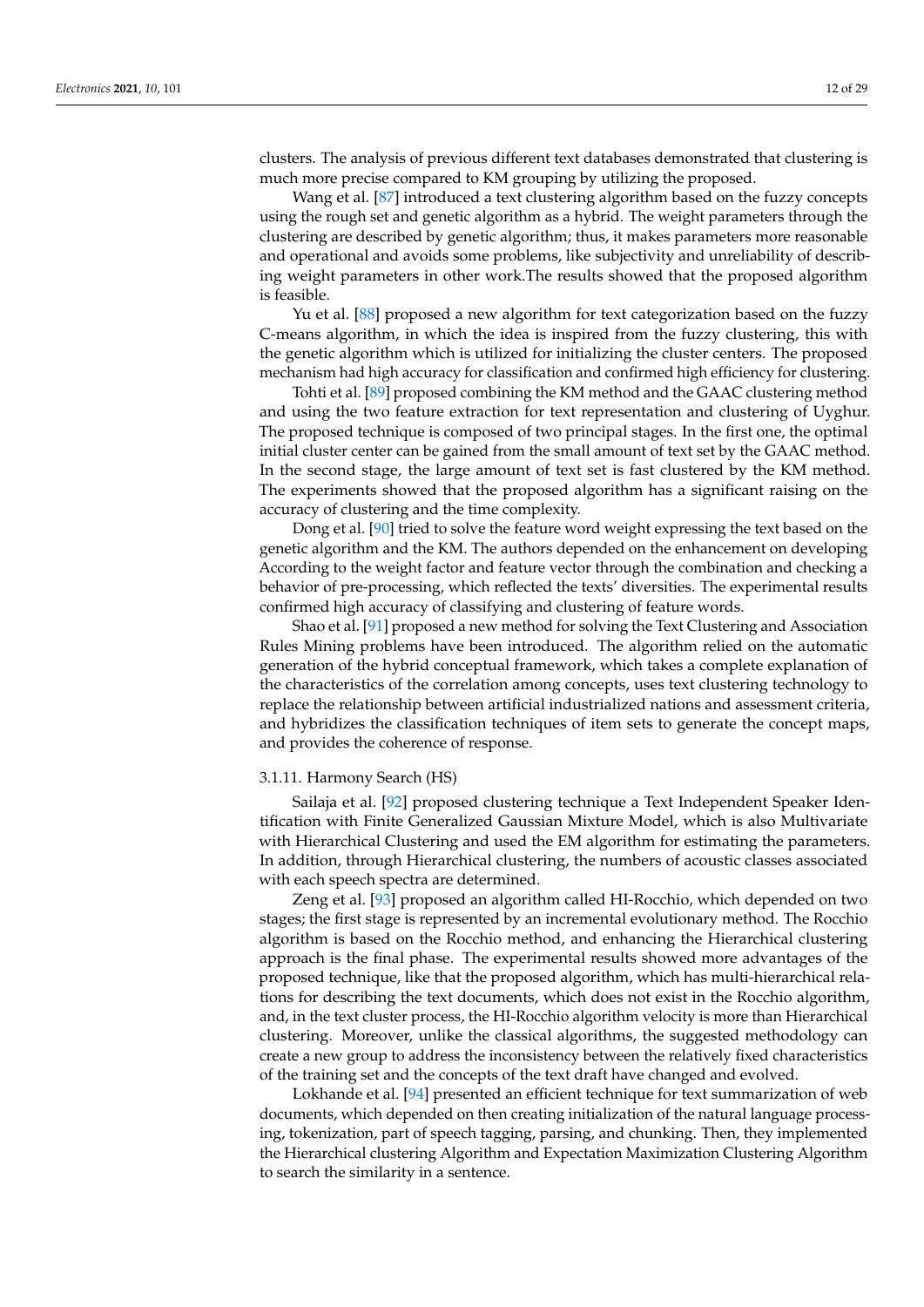clusters. The analysis of previous different text databases demonstrated that clustering is much more precise compared to KM grouping by utilizing the proposed.

Wang et al. [87] introduced a text clustering algorithm based on the fuzzy concepts using the rough set and genetic algorithm as a hybrid. The weight parameters through the clustering are described by genetic algorithm; thus, it makes parameters more reasonable and operational and avoids some problems, like subjectivity and unreliability of describing weight parameters in other work.The results showed that the proposed algorithm is feasible.

Yu et al. [88] proposed a new algorithm for text categorization based on the fuzzy C-means algorithm, in which the idea is inspired from the fuzzy clustering, this with the genetic algorithm which is utilized for initializing the cluster centers. The proposed mechanism had high accuracy for classification and confirmed high efficiency for clustering.

Tohti et al. [89] proposed combining the KM method and the GAAC clustering method and using the two feature extraction for text representation and clustering of Uyghur. The proposed technique is composed of two principal stages. In the first one, the optimal initial cluster center can be gained from the small amount of text set by the GAAC method. In the second stage, the large amount of text set is fast clustered by the KM method. The experiments showed that the proposed algorithm has a significant raising on the accuracy of clustering and the time complexity.

Dong et al. [90] tried to solve the feature word weight expressing the text based on the genetic algorithm and the KM. The authors depended on the enhancement on developing According to the weight factor and feature vector through the combination and checking a behavior of pre-processing, which reflected the texts' diversities. The experimental results confirmed high accuracy of classifying and clustering of feature words.

Shao et al. [91] proposed a new method for solving the Text Clustering and Association Rules Mining problems have been introduced. The algorithm relied on the automatic generation of the hybrid conceptual framework, which takes a complete explanation of the characteristics of the correlation among concepts, uses text clustering technology to replace the relationship between artificial industrialized nations and assessment criteria, and hybridizes the classification techniques of item sets to generate the concept maps, and provides the coherence of response.

#### 3.1.11. Harmony Search (HS)

Sailaja et al. [92] proposed clustering technique a Text Independent Speaker Identification with Finite Generalized Gaussian Mixture Model, which is also Multivariate with Hierarchical Clustering and used the EM algorithm for estimating the parameters. In addition, through Hierarchical clustering, the numbers of acoustic classes associated with each speech spectra are determined.

Zeng et al. [93] proposed an algorithm called HI-Rocchio, which depended on two stages; the first stage is represented by an incremental evolutionary method. The Rocchio algorithm is based on the Rocchio method, and enhancing the Hierarchical clustering approach is the final phase. The experimental results showed more advantages of the proposed technique, like that the proposed algorithm, which has multi-hierarchical relations for describing the text documents, which does not exist in the Rocchio algorithm, and, in the text cluster process, the HI-Rocchio algorithm velocity is more than Hierarchical clustering. Moreover, unlike the classical algorithms, the suggested methodology can create a new group to address the inconsistency between the relatively fixed characteristics of the training set and the concepts of the text draft have changed and evolved.

Lokhande et al. [94] presented an efficient technique for text summarization of web documents, which depended on then creating initialization of the natural language processing, tokenization, part of speech tagging, parsing, and chunking. Then, they implemented the Hierarchical clustering Algorithm and Expectation Maximization Clustering Algorithm to search the similarity in a sentence.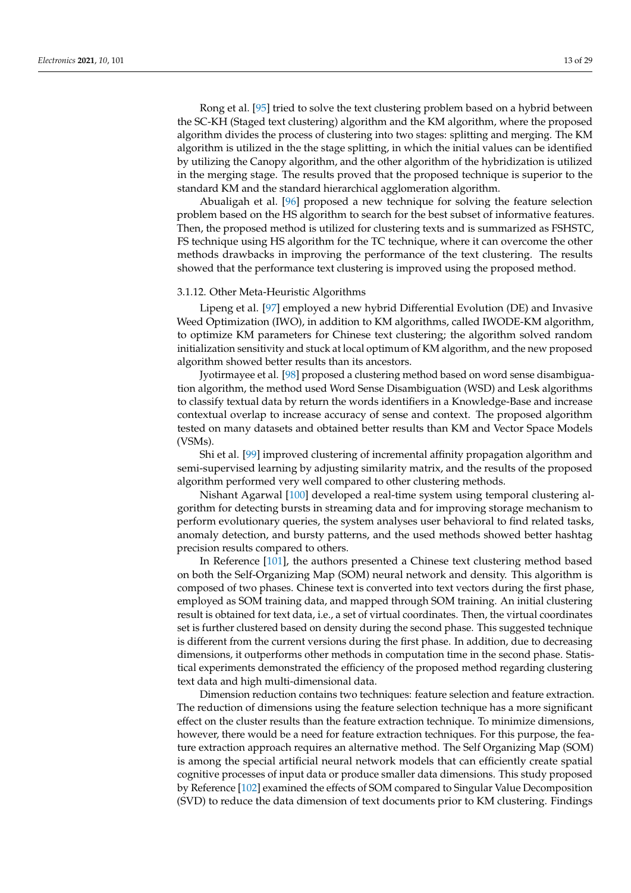Rong et al. [95] tried to solve the text clustering problem based on a hybrid between the SC-KH (Staged text clustering) algorithm and the KM algorithm, where the proposed algorithm divides the process of clustering into two stages: splitting and merging. The KM algorithm is utilized in the the stage splitting, in which the initial values can be identified by utilizing the Canopy algorithm, and the other algorithm of the hybridization is utilized in the merging stage. The results proved that the proposed technique is superior to the standard KM and the standard hierarchical agglomeration algorithm.

Abualigah et al. [96] proposed a new technique for solving the feature selection problem based on the HS algorithm to search for the best subset of informative features. Then, the proposed method is utilized for clustering texts and is summarized as FSHSTC, FS technique using HS algorithm for the TC technique, where it can overcome the other methods drawbacks in improving the performance of the text clustering. The results showed that the performance text clustering is improved using the proposed method.

#### 3.1.12. Other Meta-Heuristic Algorithms

Lipeng et al. [97] employed a new hybrid Differential Evolution (DE) and Invasive Weed Optimization (IWO), in addition to KM algorithms, called IWODE-KM algorithm, to optimize KM parameters for Chinese text clustering; the algorithm solved random initialization sensitivity and stuck at local optimum of KM algorithm, and the new proposed algorithm showed better results than its ancestors.

Jyotirmayee et al. [98] proposed a clustering method based on word sense disambiguation algorithm, the method used Word Sense Disambiguation (WSD) and Lesk algorithms to classify textual data by return the words identifiers in a Knowledge-Base and increase contextual overlap to increase accuracy of sense and context. The proposed algorithm tested on many datasets and obtained better results than KM and Vector Space Models (VSMs).

Shi et al. [99] improved clustering of incremental affinity propagation algorithm and semi-supervised learning by adjusting similarity matrix, and the results of the proposed algorithm performed very well compared to other clustering methods.

Nishant Agarwal [100] developed a real-time system using temporal clustering algorithm for detecting bursts in streaming data and for improving storage mechanism to perform evolutionary queries, the system analyses user behavioral to find related tasks, anomaly detection, and bursty patterns, and the used methods showed better hashtag precision results compared to others.

In Reference [101], the authors presented a Chinese text clustering method based on both the Self-Organizing Map (SOM) neural network and density. This algorithm is composed of two phases. Chinese text is converted into text vectors during the first phase, employed as SOM training data, and mapped through SOM training. An initial clustering result is obtained for text data, i.e., a set of virtual coordinates. Then, the virtual coordinates set is further clustered based on density during the second phase. This suggested technique is different from the current versions during the first phase. In addition, due to decreasing dimensions, it outperforms other methods in computation time in the second phase. Statistical experiments demonstrated the efficiency of the proposed method regarding clustering text data and high multi-dimensional data.

Dimension reduction contains two techniques: feature selection and feature extraction. The reduction of dimensions using the feature selection technique has a more significant effect on the cluster results than the feature extraction technique. To minimize dimensions, however, there would be a need for feature extraction techniques. For this purpose, the feature extraction approach requires an alternative method. The Self Organizing Map (SOM) is among the special artificial neural network models that can efficiently create spatial cognitive processes of input data or produce smaller data dimensions. This study proposed by Reference [102] examined the effects of SOM compared to Singular Value Decomposition (SVD) to reduce the data dimension of text documents prior to KM clustering. Findings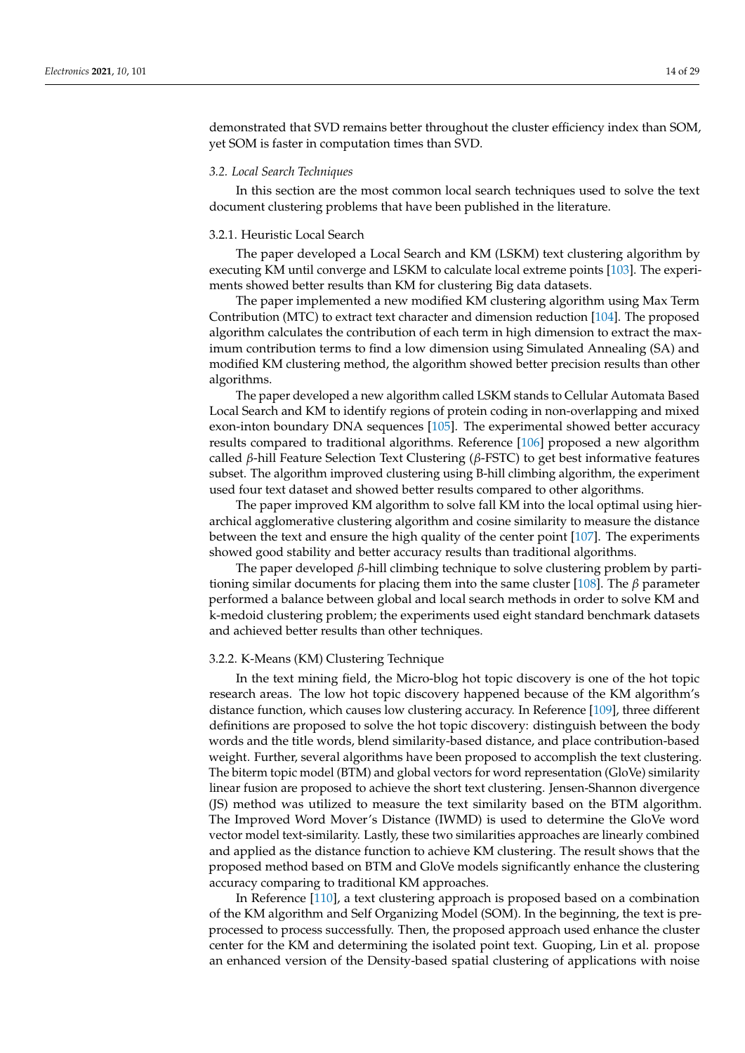demonstrated that SVD remains better throughout the cluster efficiency index than SOM, yet SOM is faster in computation times than SVD.

### *3.2. Local Search Techniques*

In this section are the most common local search techniques used to solve the text document clustering problems that have been published in the literature.

#### 3.2.1. Heuristic Local Search

The paper developed a Local Search and KM (LSKM) text clustering algorithm by executing KM until converge and LSKM to calculate local extreme points [103]. The experiments showed better results than KM for clustering Big data datasets.

The paper implemented a new modified KM clustering algorithm using Max Term Contribution (MTC) to extract text character and dimension reduction [104]. The proposed algorithm calculates the contribution of each term in high dimension to extract the maximum contribution terms to find a low dimension using Simulated Annealing (SA) and modified KM clustering method, the algorithm showed better precision results than other algorithms.

The paper developed a new algorithm called LSKM stands to Cellular Automata Based Local Search and KM to identify regions of protein coding in non-overlapping and mixed exon-inton boundary DNA sequences [105]. The experimental showed better accuracy results compared to traditional algorithms. Reference [106] proposed a new algorithm called $\beta$-hill Feature Selection Text Clustering ($\beta$-FSTC) to get best informative features subset. The algorithm improved clustering using B-hill climbing algorithm, the experiment used four text dataset and showed better results compared to other algorithms.

The paper improved KM algorithm to solve fall KM into the local optimal using hierarchical agglomerative clustering algorithm and cosine similarity to measure the distance between the text and ensure the high quality of the center point [107]. The experiments showed good stability and better accuracy results than traditional algorithms.

The paper developed $\beta$-hill climbing technique to solve clustering problem by partitioning similar documents for placing them into the same cluster [108]. The $\beta$ parameter performed a balance between global and local search methods in order to solve KM and k-medoid clustering problem; the experiments used eight standard benchmark datasets and achieved better results than other techniques.

#### 3.2.2. K-Means (KM) Clustering Technique

In the text mining field, the Micro-blog hot topic discovery is one of the hot topic research areas. The low hot topic discovery happened because of the KM algorithm's distance function, which causes low clustering accuracy. In Reference [109], three different definitions are proposed to solve the hot topic discovery: distinguish between the body words and the title words, blend similarity-based distance, and place contribution-based weight. Further, several algorithms have been proposed to accomplish the text clustering. The biterm topic model (BTM) and global vectors for word representation (GloVe) similarity linear fusion are proposed to achieve the short text clustering. Jensen-Shannon divergence (JS) method was utilized to measure the text similarity based on the BTM algorithm. The Improved Word Mover's Distance (IWMD) is used to determine the GloVe word vector model text-similarity. Lastly, these two similarities approaches are linearly combined and applied as the distance function to achieve KM clustering. The result shows that the proposed method based on BTM and GloVe models significantly enhance the clustering accuracy comparing to traditional KM approaches.

In Reference [110], a text clustering approach is proposed based on a combination of the KM algorithm and Self Organizing Model (SOM). In the beginning, the text is preprocessed to process successfully. Then, the proposed approach used enhance the cluster center for the KM and determining the isolated point text. Guoping, Lin et al. propose an enhanced version of the Density-based spatial clustering of applications with noise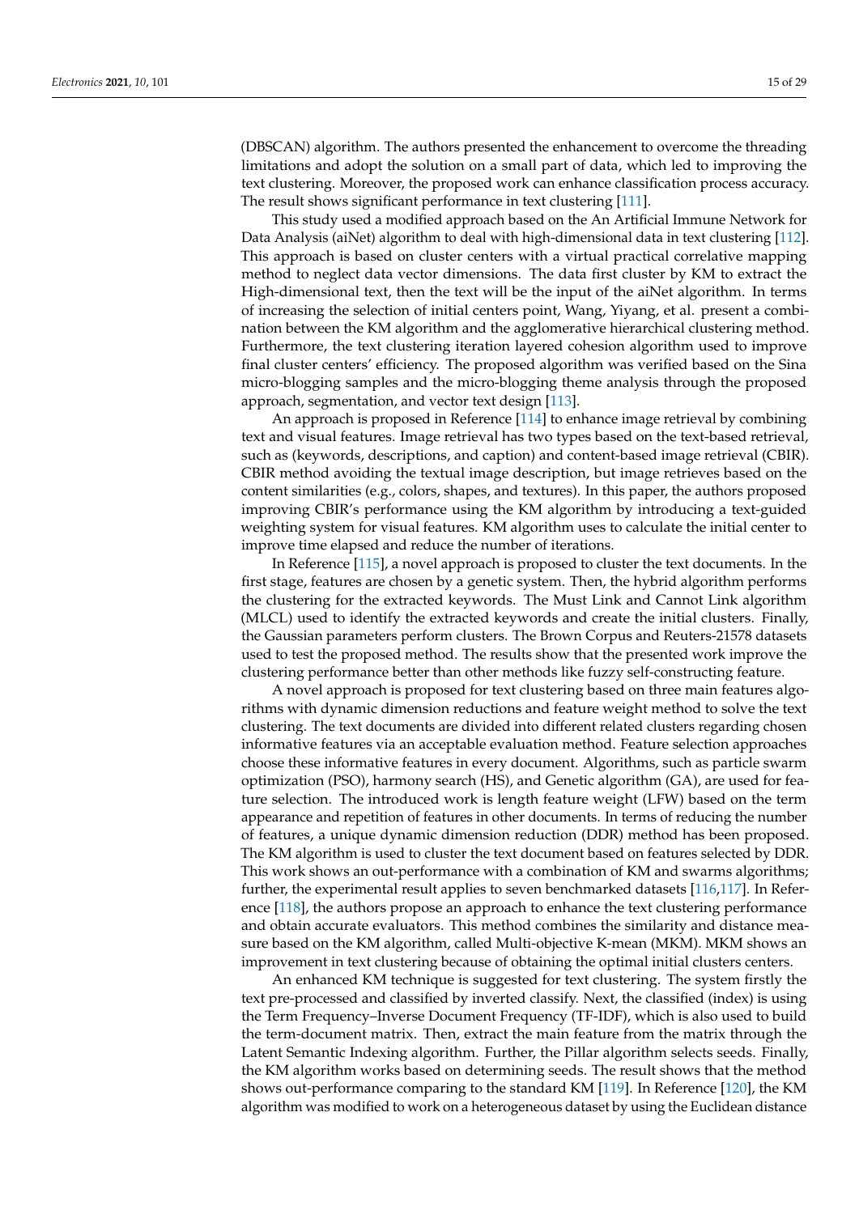(DBSCAN) algorithm. The authors presented the enhancement to overcome the threading limitations and adopt the solution on a small part of data, which led to improving the text clustering. Moreover, the proposed work can enhance classification process accuracy. The result shows significant performance in text clustering [111].

This study used a modified approach based on the An Artificial Immune Network for Data Analysis (aiNet) algorithm to deal with high-dimensional data in text clustering [112]. This approach is based on cluster centers with a virtual practical correlative mapping method to neglect data vector dimensions. The data first cluster by KM to extract the High-dimensional text, then the text will be the input of the aiNet algorithm. In terms of increasing the selection of initial centers point, Wang, Yiyang, et al. present a combination between the KM algorithm and the agglomerative hierarchical clustering method. Furthermore, the text clustering iteration layered cohesion algorithm used to improve final cluster centers' efficiency. The proposed algorithm was verified based on the Sina micro-blogging samples and the micro-blogging theme analysis through the proposed approach, segmentation, and vector text design [113].

An approach is proposed in Reference [114] to enhance image retrieval by combining text and visual features. Image retrieval has two types based on the text-based retrieval, such as (keywords, descriptions, and caption) and content-based image retrieval (CBIR). CBIR method avoiding the textual image description, but image retrieves based on the content similarities (e.g., colors, shapes, and textures). In this paper, the authors proposed improving CBIR's performance using the KM algorithm by introducing a text-guided weighting system for visual features. KM algorithm uses to calculate the initial center to improve time elapsed and reduce the number of iterations.

In Reference [115], a novel approach is proposed to cluster the text documents. In the first stage, features are chosen by a genetic system. Then, the hybrid algorithm performs the clustering for the extracted keywords. The Must Link and Cannot Link algorithm (MLCL) used to identify the extracted keywords and create the initial clusters. Finally, the Gaussian parameters perform clusters. The Brown Corpus and Reuters-21578 datasets used to test the proposed method. The results show that the presented work improve the clustering performance better than other methods like fuzzy self-constructing feature.

A novel approach is proposed for text clustering based on three main features algorithms with dynamic dimension reductions and feature weight method to solve the text clustering. The text documents are divided into different related clusters regarding chosen informative features via an acceptable evaluation method. Feature selection approaches choose these informative features in every document. Algorithms, such as particle swarm optimization (PSO), harmony search (HS), and Genetic algorithm (GA), are used for feature selection. The introduced work is length feature weight (LFW) based on the term appearance and repetition of features in other documents. In terms of reducing the number of features, a unique dynamic dimension reduction (DDR) method has been proposed. The KM algorithm is used to cluster the text document based on features selected by DDR. This work shows an out-performance with a combination of KM and swarms algorithms; further, the experimental result applies to seven benchmarked datasets [116,117]. In Reference [118], the authors propose an approach to enhance the text clustering performance and obtain accurate evaluators. This method combines the similarity and distance measure based on the KM algorithm, called Multi-objective K-mean (MKM). MKM shows an improvement in text clustering because of obtaining the optimal initial clusters centers.

An enhanced KM technique is suggested for text clustering. The system firstly the text pre-processed and classified by inverted classify. Next, the classified (index) is using the Term Frequency–Inverse Document Frequency (TF-IDF), which is also used to build the term-document matrix. Then, extract the main feature from the matrix through the Latent Semantic Indexing algorithm. Further, the Pillar algorithm selects seeds. Finally, the KM algorithm works based on determining seeds. The result shows that the method shows out-performance comparing to the standard KM [119]. In Reference [120], the KM algorithm was modified to work on a heterogeneous dataset by using the Euclidean distance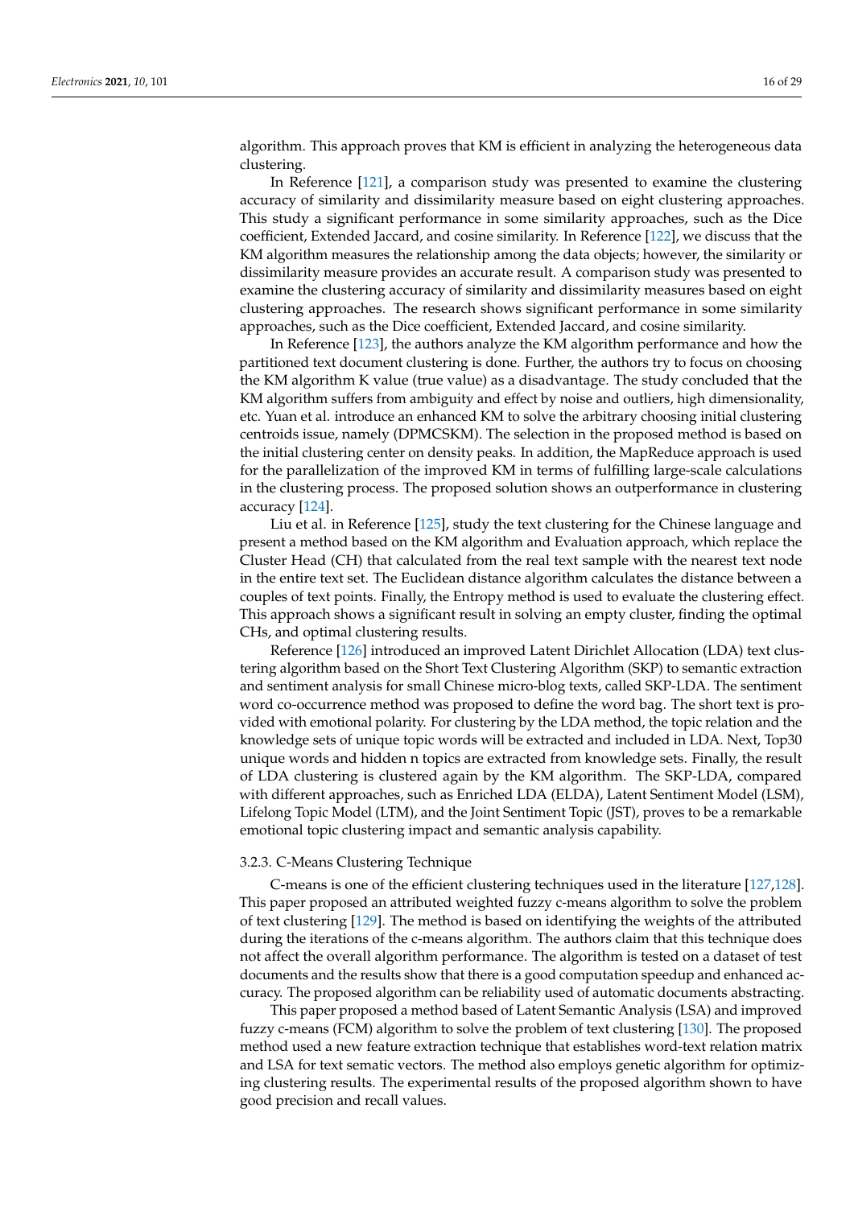algorithm. This approach proves that KM is efficient in analyzing the heterogeneous data clustering.

In Reference [121], a comparison study was presented to examine the clustering accuracy of similarity and dissimilarity measure based on eight clustering approaches. This study a significant performance in some similarity approaches, such as the Dice coefficient, Extended Jaccard, and cosine similarity. In Reference [122], we discuss that the KM algorithm measures the relationship among the data objects; however, the similarity or dissimilarity measure provides an accurate result. A comparison study was presented to examine the clustering accuracy of similarity and dissimilarity measures based on eight clustering approaches. The research shows significant performance in some similarity approaches, such as the Dice coefficient, Extended Jaccard, and cosine similarity.

In Reference [123], the authors analyze the KM algorithm performance and how the partitioned text document clustering is done. Further, the authors try to focus on choosing the KM algorithm K value (true value) as a disadvantage. The study concluded that the KM algorithm suffers from ambiguity and effect by noise and outliers, high dimensionality, etc. Yuan et al. introduce an enhanced KM to solve the arbitrary choosing initial clustering centroids issue, namely (DPMCSKM). The selection in the proposed method is based on the initial clustering center on density peaks. In addition, the MapReduce approach is used for the parallelization of the improved KM in terms of fulfilling large-scale calculations in the clustering process. The proposed solution shows an outperformance in clustering accuracy [124].

Liu et al. in Reference [125], study the text clustering for the Chinese language and present a method based on the KM algorithm and Evaluation approach, which replace the Cluster Head (CH) that calculated from the real text sample with the nearest text node in the entire text set. The Euclidean distance algorithm calculates the distance between a couples of text points. Finally, the Entropy method is used to evaluate the clustering effect. This approach shows a significant result in solving an empty cluster, finding the optimal CHs, and optimal clustering results.

Reference [126] introduced an improved Latent Dirichlet Allocation (LDA) text clustering algorithm based on the Short Text Clustering Algorithm (SKP) to semantic extraction and sentiment analysis for small Chinese micro-blog texts, called SKP-LDA. The sentiment word co-occurrence method was proposed to define the word bag. The short text is provided with emotional polarity. For clustering by the LDA method, the topic relation and the knowledge sets of unique topic words will be extracted and included in LDA. Next, Top30 unique words and hidden n topics are extracted from knowledge sets. Finally, the result of LDA clustering is clustered again by the KM algorithm. The SKP-LDA, compared with different approaches, such as Enriched LDA (ELDA), Latent Sentiment Model (LSM), Lifelong Topic Model (LTM), and the Joint Sentiment Topic (JST), proves to be a remarkable emotional topic clustering impact and semantic analysis capability.

#### 3.2.3. C-Means Clustering Technique

C-means is one of the efficient clustering techniques used in the literature [127,128]. This paper proposed an attributed weighted fuzzy c-means algorithm to solve the problem of text clustering [129]. The method is based on identifying the weights of the attributed during the iterations of the c-means algorithm. The authors claim that this technique does not affect the overall algorithm performance. The algorithm is tested on a dataset of test documents and the results show that there is a good computation speedup and enhanced accuracy. The proposed algorithm can be reliability used of automatic documents abstracting.

This paper proposed a method based of Latent Semantic Analysis (LSA) and improved fuzzy c-means (FCM) algorithm to solve the problem of text clustering [130]. The proposed method used a new feature extraction technique that establishes word-text relation matrix and LSA for text sematic vectors. The method also employs genetic algorithm for optimizing clustering results. The experimental results of the proposed algorithm shown to have good precision and recall values.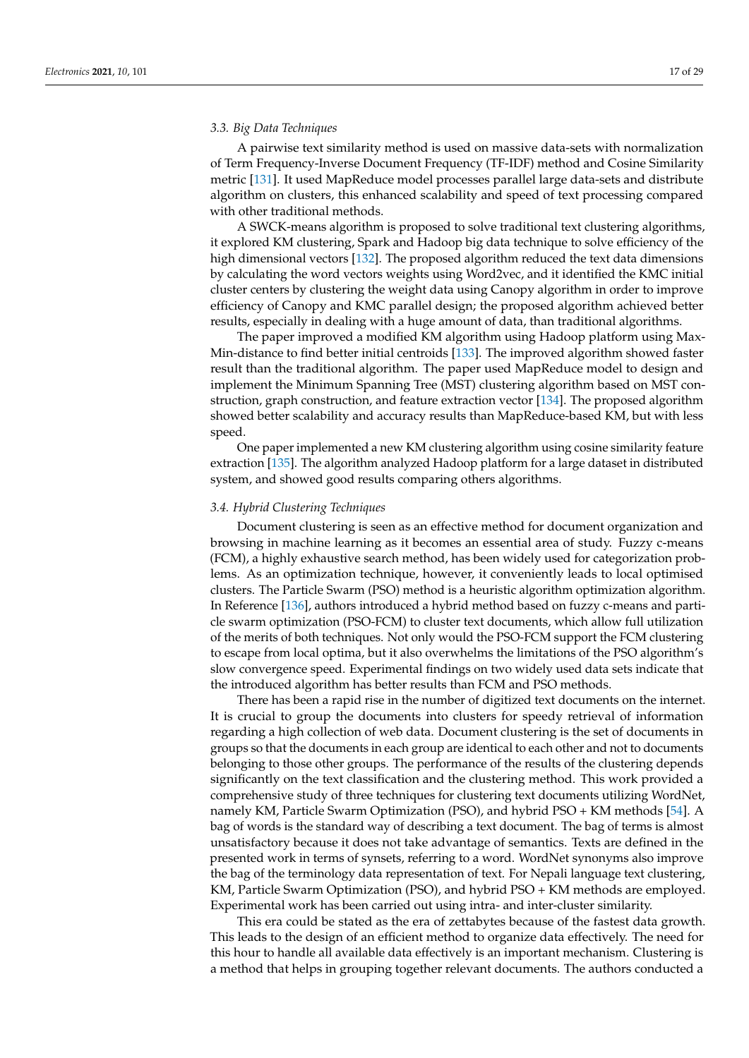### 3.3. Big Data Techniques

A pairwise text similarity method is used on massive data-sets with normalization of Term Frequency-Inverse Document Frequency (TF-IDF) method and Cosine Similarity metric [131]. It used MapReduce model processes parallel large data-sets and distribute algorithm on clusters, this enhanced scalability and speed of text processing compared with other traditional methods.

A SWCK-means algorithm is proposed to solve traditional text clustering algorithms, it explored KM clustering, Spark and Hadoop big data technique to solve efficiency of the high dimensional vectors [132]. The proposed algorithm reduced the text data dimensions by calculating the word vectors weights using Word2vec, and it identified the KMC initial cluster centers by clustering the weight data using Canopy algorithm in order to improve efficiency of Canopy and KMC parallel design; the proposed algorithm achieved better results, especially in dealing with a huge amount of data, than traditional algorithms.

The paper improved a modified KM algorithm using Hadoop platform using Max-Min-distance to find better initial centroids [133]. The improved algorithm showed faster result than the traditional algorithm. The paper used MapReduce model to design and implement the Minimum Spanning Tree (MST) clustering algorithm based on MST construction, graph construction, and feature extraction vector [134]. The proposed algorithm showed better scalability and accuracy results than MapReduce-based KM, but with less speed.

One paper implemented a new KM clustering algorithm using cosine similarity feature extraction [135]. The algorithm analyzed Hadoop platform for a large dataset in distributed system, and showed good results comparing others algorithms.

### 3.4. Hybrid Clustering Techniques

Document clustering is seen as an effective method for document organization and browsing in machine learning as it becomes an essential area of study. Fuzzy c-means (FCM), a highly exhaustive search method, has been widely used for categorization problems. As an optimization technique, however, it conveniently leads to local optimised clusters. The Particle Swarm (PSO) method is a heuristic algorithm optimization algorithm. In Reference [136], authors introduced a hybrid method based on fuzzy c-means and particle swarm optimization (PSO-FCM) to cluster text documents, which allow full utilization of the merits of both techniques. Not only would the PSO-FCM support the FCM clustering to escape from local optima, but it also overwhelms the limitations of the PSO algorithm's slow convergence speed. Experimental findings on two widely used data sets indicate that the introduced algorithm has better results than FCM and PSO methods.

There has been a rapid rise in the number of digitized text documents on the internet. It is crucial to group the documents into clusters for speedy retrieval of information regarding a high collection of web data. Document clustering is the set of documents in groups so that the documents in each group are identical to each other and not to documents belonging to those other groups. The performance of the results of the clustering depends significantly on the text classification and the clustering method. This work provided a comprehensive study of three techniques for clustering text documents utilizing WordNet, namely KM, Particle Swarm Optimization (PSO), and hybrid PSO + KM methods [54]. A bag of words is the standard way of describing a text document. The bag of terms is almost unsatisfactory because it does not take advantage of semantics. Texts are defined in the presented work in terms of synsets, referring to a word. WordNet synonyms also improve the bag of the terminology data representation of text. For Nepali language text clustering, KM, Particle Swarm Optimization (PSO), and hybrid PSO + KM methods are employed. Experimental work has been carried out using intra- and inter-cluster similarity.

This era could be stated as the era of zettabytes because of the fastest data growth. This leads to the design of an efficient method to organize data effectively. The need for this hour to handle all available data effectively is an important mechanism. Clustering is a method that helps in grouping together relevant documents. The authors conducted a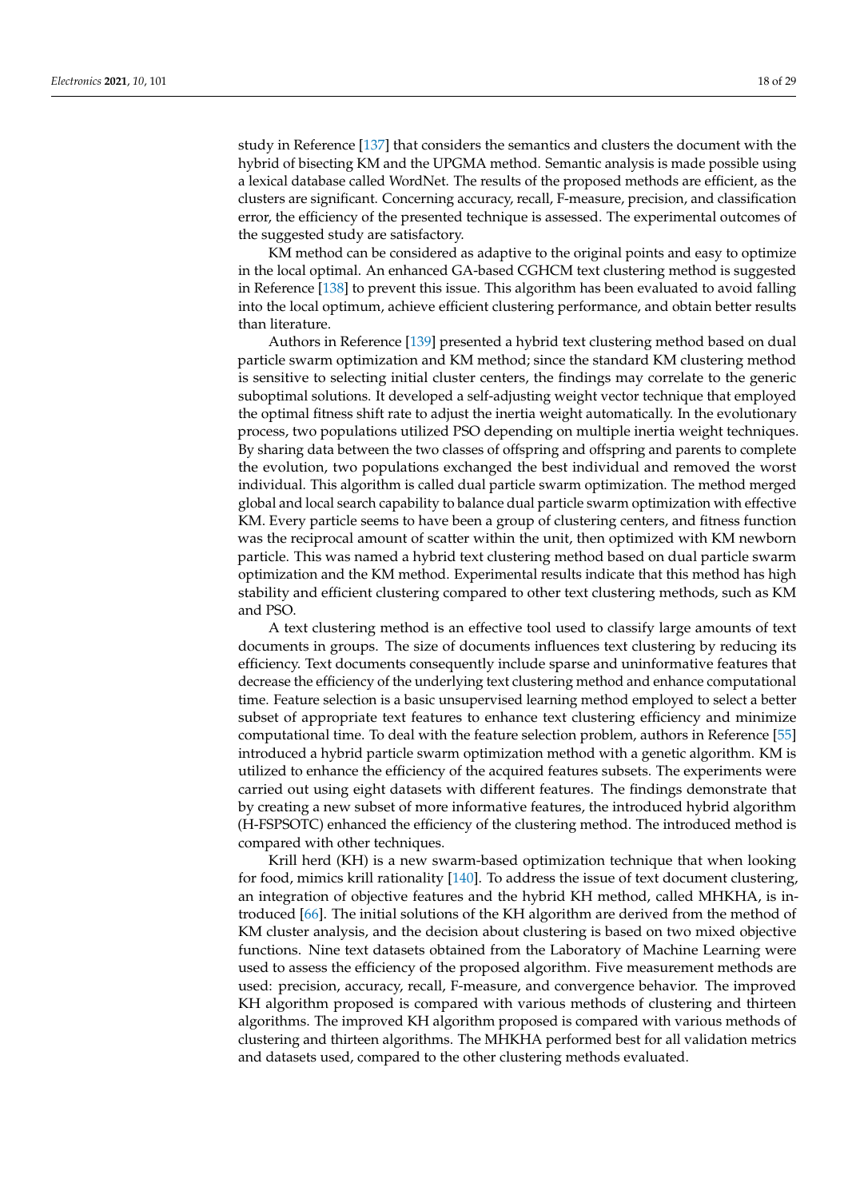study in Reference [137] that considers the semantics and clusters the document with the hybrid of bisecting KM and the UPGMA method. Semantic analysis is made possible using a lexical database called WordNet. The results of the proposed methods are efficient, as the clusters are significant. Concerning accuracy, recall, F-measure, precision, and classification error, the efficiency of the presented technique is assessed. The experimental outcomes of the suggested study are satisfactory.

KM method can be considered as adaptive to the original points and easy to optimize in the local optimal. An enhanced GA-based CGHCM text clustering method is suggested in Reference [138] to prevent this issue. This algorithm has been evaluated to avoid falling into the local optimum, achieve efficient clustering performance, and obtain better results than literature.

Authors in Reference [139] presented a hybrid text clustering method based on dual particle swarm optimization and KM method; since the standard KM clustering method is sensitive to selecting initial cluster centers, the findings may correlate to the generic suboptimal solutions. It developed a self-adjusting weight vector technique that employed the optimal fitness shift rate to adjust the inertia weight automatically. In the evolutionary process, two populations utilized PSO depending on multiple inertia weight techniques. By sharing data between the two classes of offspring and offspring and parents to complete the evolution, two populations exchanged the best individual and removed the worst individual. This algorithm is called dual particle swarm optimization. The method merged global and local search capability to balance dual particle swarm optimization with effective KM. Every particle seems to have been a group of clustering centers, and fitness function was the reciprocal amount of scatter within the unit, then optimized with KM newborn particle. This was named a hybrid text clustering method based on dual particle swarm optimization and the KM method. Experimental results indicate that this method has high stability and efficient clustering compared to other text clustering methods, such as KM and PSO.

A text clustering method is an effective tool used to classify large amounts of text documents in groups. The size of documents influences text clustering by reducing its efficiency. Text documents consequently include sparse and uninformative features that decrease the efficiency of the underlying text clustering method and enhance computational time. Feature selection is a basic unsupervised learning method employed to select a better subset of appropriate text features to enhance text clustering efficiency and minimize computational time. To deal with the feature selection problem, authors in Reference [55] introduced a hybrid particle swarm optimization method with a genetic algorithm. KM is utilized to enhance the efficiency of the acquired features subsets. The experiments were carried out using eight datasets with different features. The findings demonstrate that by creating a new subset of more informative features, the introduced hybrid algorithm (H-FSPSOTC) enhanced the efficiency of the clustering method. The introduced method is compared with other techniques.

Krill herd (KH) is a new swarm-based optimization technique that when looking for food, mimics krill rationality [140]. To address the issue of text document clustering, an integration of objective features and the hybrid KH method, called MHKHA, is introduced [66]. The initial solutions of the KH algorithm are derived from the method of KM cluster analysis, and the decision about clustering is based on two mixed objective functions. Nine text datasets obtained from the Laboratory of Machine Learning were used to assess the efficiency of the proposed algorithm. Five measurement methods are used: precision, accuracy, recall, F-measure, and convergence behavior. The improved KH algorithm proposed is compared with various methods of clustering and thirteen algorithms. The improved KH algorithm proposed is compared with various methods of clustering and thirteen algorithms. The MHKHA performed best for all validation metrics and datasets used, compared to the other clustering methods evaluated.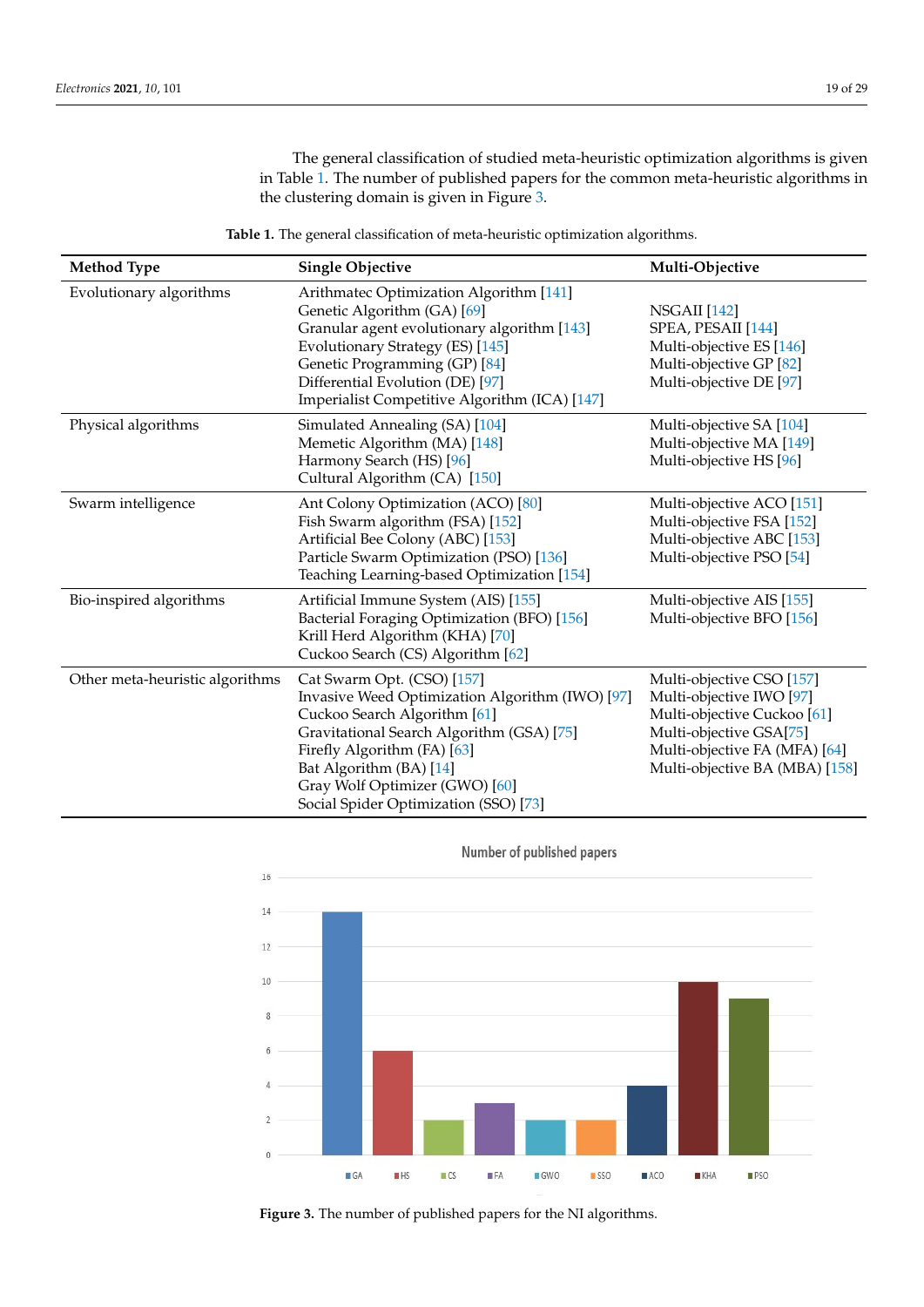The general classification of studied meta-heuristic optimization algorithms is given in Table 1. The number of published papers for the common meta-heuristic algorithms in the clustering domain is given in Figure 3.

**Table 1.** The general classification of meta-heuristic optimization algorithms.

| Method Type | Single Objective | Multi-Objective |
|---|---|---|
| Evolutionary algorithms | Arithmatec Optimization Algorithm [141]<br>Genetic Algorithm (GA) [69]<br>Granular agent evolutionary algorithm [143]<br>Evolutionary Strategy (ES) [145]<br>Genetic Programming (GP) [84]<br>Differential Evolution (DE) [97]<br>Imperialist Competitive Algorithm (ICA) [147] | NSGAII [142]<br>SPEA, PESAII [144]<br>Multi-objective ES [146]<br>Multi-objective GP [82]<br>Multi-objective DE [97] |
| Physical algorithms | Simulated Annealing (SA) [104]<br>Memetic Algorithm (MA) [148]<br>Harmony Search (HS) [96]<br>Cultural Algorithm (CA) [150] | Multi-objective SA [104]<br>Multi-objective MA [149]<br>Multi-objective HS [96] |
| Swarm intelligence | Ant Colony Optimization (ACO) [80]<br>Fish Swarm algorithm (FSA) [152]<br>Artificial Bee Colony (ABC) [153]<br>Particle Swarm Optimization (PSO) [136]<br>Teaching Learning-based Optimization [154] | Multi-objective ACO [151]<br>Multi-objective FSA [152]<br>Multi-objective ABC [153]<br>Multi-objective PSO [54] |
| Bio-inspired algorithms | Artificial Immune System (AIS) [155]<br>Bacterial Foraging Optimization (BFO) [156]<br>Krill Herd Algorithm (KHA) [70]<br>Cuckoo Search (CS) Algorithm [62] | Multi-objective AIS [155]<br>Multi-objective BFO [156] |
| Other meta-heuristic algorithms | Cat Swarm Opt. (CSO) [157]<br>Invasive Weed Optimization Algorithm (IWO) [97]<br>Cuckoo Search Algorithm [61]<br>Gravitational Search Algorithm (GSA) [75]<br>Firefly Algorithm (FA) [63]<br>Bat Algorithm (BA) [14]<br>Gray Wolf Optimizer (GWO) [60]<br>Social Spider Optimization (SSO) [73] | Multi-objective CSO [157]<br>Multi-objective IWO [97]<br>Multi-objective Cuckoo [61]<br>Multi-objective GSA[75]<br>Multi-objective FA (MFA) [64]<br>Multi-objective BA (MBA) [158] |

Number of published papers

| Algorithm | Number of published papers |
|---|---|
| GA | 14 |
| HS | 6 |
| CS | 2 |
| FA | 3 |
| GWO | 2 |
| SSO | 2 |
| ACO | 4 |
| KHA | 10 |
| PSO | 9 |

**Figure 3.** The number of published papers for the NI algorithms.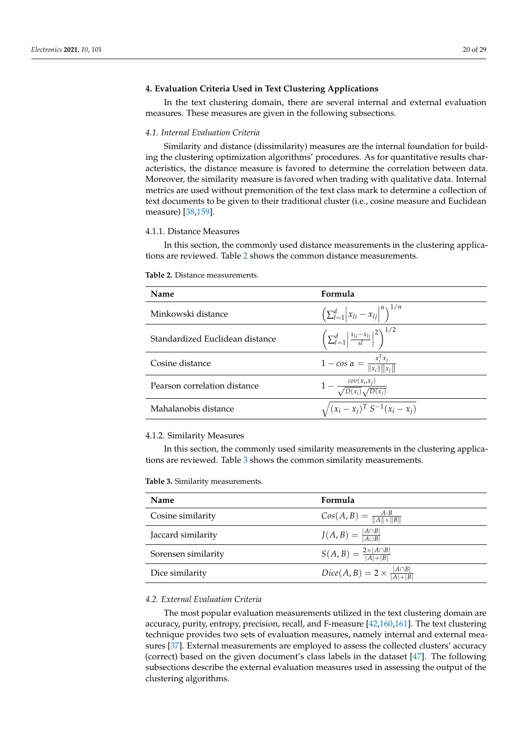## 4. Evaluation Criteria Used in Text Clustering Applications

In the text clustering domain, there are several internal and external evaluation measures. These measures are given in the following subsections.

### *4.1. Internal Evaluation Criteria*

Similarity and distance (dissimilarity) measures are the internal foundation for building the clustering optimization algorithms' procedures. As for quantitative results characteristics, the distance measure is favored to determine the correlation between data. Moreover, the similarity measure is favored when trading with qualitative data. Internal metrics are used without premonition of the text class mark to determine a collection of text documents to be given to their traditional cluster (i.e., cosine measure and Euclidean measure) [38,159].

#### 4.1.1. Distance Measures

In this section, the commonly used distance measurements in the clustering applications are reviewed. Table 2 shows the common distance measurements.

**Table 2.** Distance measurements.

| Name | Formula |
| --- | --- |
| Minkowski distance | $\left(\sum_{l=1}^{d}\left\|x_{li}-x_{lj}\right\|^{n}\right)^{1/n}$ |
| Standardized Euclidean distance | $\left(\sum_{l=1}^{d}\left\|\frac{x_{li}-x_{lj}}{sl}\right\|^{2}\right)^{1/2}$ |
| Cosine distance | $1-cos\ \alpha=\frac{x_i^T x_j}{\|x_i\|\|x_j\|}$ |
| Pearson correlation distance | $1-\frac{cov(x_i,x_j)}{\sqrt{D(x_i)}\sqrt{D(x_j)}}$ |
| Mahalanobis distance | $\sqrt{(x_i-x_j)^T S^{-1}(x_i-x_j)}$ |

#### 4.1.2. Similarity Measures

In this section, the commonly used similarity measurements in the clustering applications are reviewed. Table 3 shows the common similarity measurements.

**Table 3.** Similarity measurements.

| Name | Formula |
| --- | --- |
| Cosine similarity | $Cos(A,B)=\frac{A\cdot B}{\|A\|\times\|B\|}$ |
| Jaccard similarity | $J(A,B)=\frac{\|A\cap B\|}{\|A\cup B\|}$ |
| Sorensen similarity | $S(A,B)=\frac{2\times\|A\cap B\|}{\|A\|+\|B\|}$ |
| Dice similarity | $Dice(A,B)=2\times\frac{\|A\cap B\|}{\|A\|+\|B\|}$ |

### *4.2. External Evaluation Criteria*

The most popular evaluation measurements utilized in the text clustering domain are accuracy, purity, entropy, precision, recall, and F-measure [42,160,161]. The text clustering technique provides two sets of evaluation measures, namely internal and external measures [37]. External measurements are employed to assess the collected clusters' accuracy (correct) based on the given document's class labels in the dataset [47]. The following subsections describe the external evaluation measures used in assessing the output of the clustering algorithms.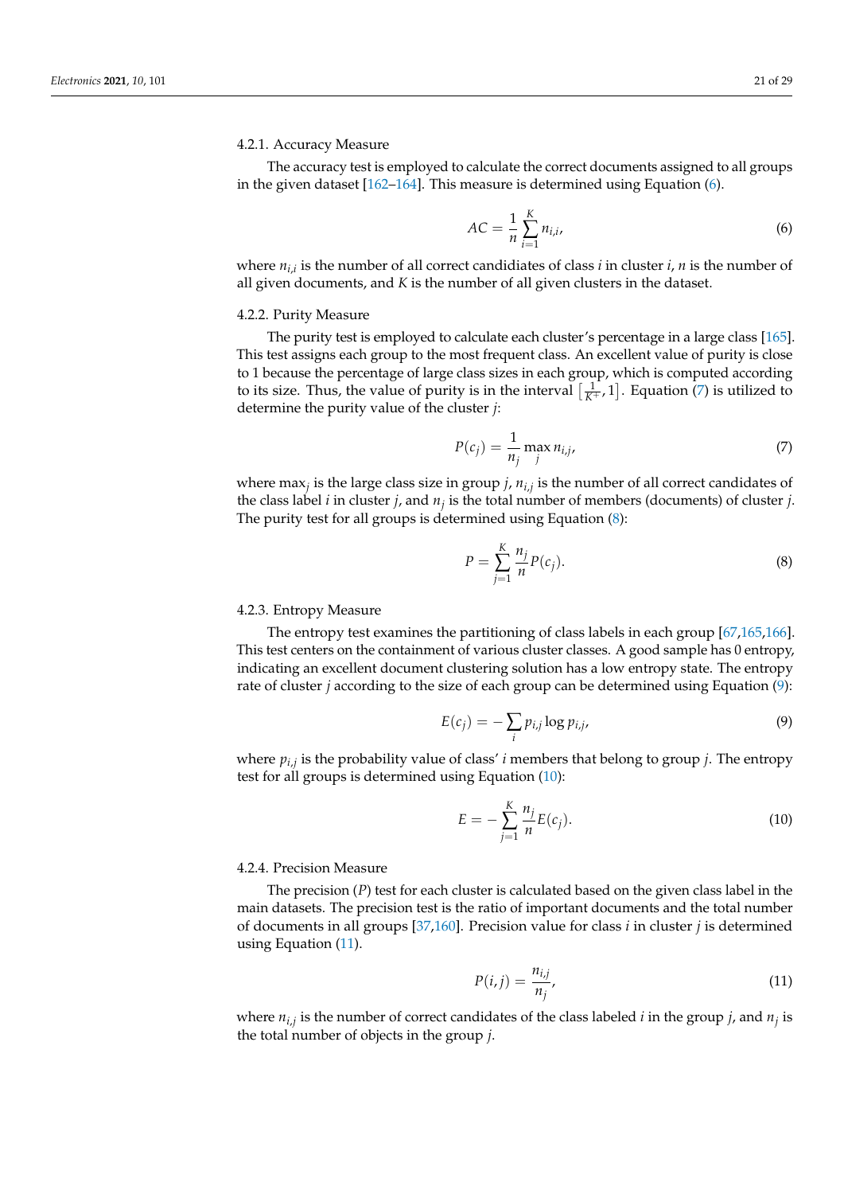#### 4.2.1. Accuracy Measure

The accuracy test is employed to calculate the correct documents assigned to all groups in the given dataset [162–164]. This measure is determined using Equation (6).

$$AC = \frac{1}{n}\sum_{i=1}^{K} n_{i,i}, \tag{6}$$

where $n_{i,i}$ is the number of all correct candidiates of class $i$ in cluster $i$, $n$ is the number of all given documents, and $K$ is the number of all given clusters in the dataset.

#### 4.2.2. Purity Measure

The purity test is employed to calculate each cluster's percentage in a large class [165]. This test assigns each group to the most frequent class. An excellent value of purity is close to 1 because the percentage of large class sizes in each group, which is computed according to its size. Thus, the value of purity is in the interval $\left[\frac{1}{K^{+}}, 1\right]$. Equation (7) is utilized to determine the purity value of the cluster $j$:

$$P(c_j) = \frac{1}{n_j}\max_{j} n_{i,j}, \tag{7}$$

where $\max_j$ is the large class size in group $j$, $n_{i,j}$ is the number of all correct candidates of the class label $i$ in cluster $j$, and $n_j$ is the total number of members (documents) of cluster $j$. The purity test for all groups is determined using Equation (8):

$$P = \sum_{j=1}^{K} \frac{n_j}{n} P(c_j). \tag{8}$$

#### 4.2.3. Entropy Measure

The entropy test examines the partitioning of class labels in each group [67,165,166]. This test centers on the containment of various cluster classes. A good sample has 0 entropy, indicating an excellent document clustering solution has a low entropy state. The entropy rate of cluster $j$ according to the size of each group can be determined using Equation (9):

$$E(c_j) = -\sum_{i} p_{i,j} \log p_{i,j}, \tag{9}$$

where $p_{i,j}$ is the probability value of class' $i$ members that belong to group $j$. The entropy test for all groups is determined using Equation (10):

$$E = -\sum_{j=1}^{K} \frac{n_j}{n} E(c_j). \tag{10}$$

#### 4.2.4. Precision Measure

The precision ($P$) test for each cluster is calculated based on the given class label in the main datasets. The precision test is the ratio of important documents and the total number of documents in all groups [37,160]. Precision value for class $i$ in cluster $j$ is determined using Equation (11).

$$P(i,j) = \frac{n_{i,j}}{n_j}, \tag{11}$$

where $n_{i,j}$ is the number of correct candidates of the class labeled $i$ in the group $j$, and $n_j$ is the total number of objects in the group $j$.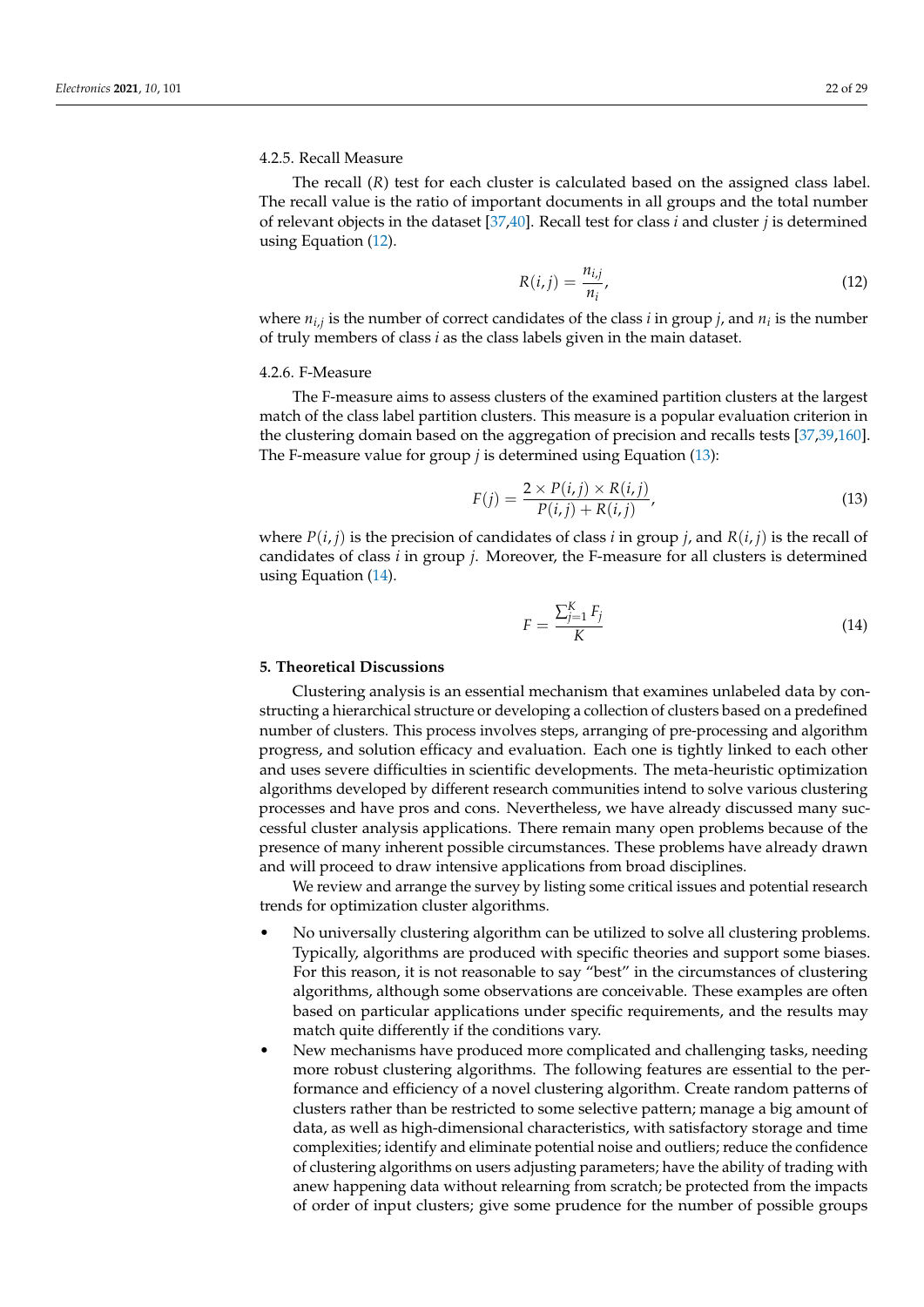#### 4.2.5. Recall Measure

The recall ($R$) test for each cluster is calculated based on the assigned class label. The recall value is the ratio of important documents in all groups and the total number of relevant objects in the dataset [37,40]. Recall test for class $i$ and cluster $j$ is determined using Equation (12).

$$R(i,j) = \frac{n_{i,j}}{n_i}, \tag{12}$$

where $n_{i,j}$ is the number of correct candidates of the class $i$ in group $j$, and $n_i$ is the number of truly members of class $i$ as the class labels given in the main dataset.

#### 4.2.6. F-Measure

The F-measure aims to assess clusters of the examined partition clusters at the largest match of the class label partition clusters. This measure is a popular evaluation criterion in the clustering domain based on the aggregation of precision and recalls tests [37,39,160]. The F-measure value for group $j$ is determined using Equation (13):

$$F(j) = \frac{2 \times P(i,j) \times R(i,j)}{P(i,j) + R(i,j)}, \tag{13}$$

where $P(i,j)$ is the precision of candidates of class $i$ in group $j$, and $R(i,j)$ is the recall of candidates of class $i$ in group $j$. Moreover, the F-measure for all clusters is determined using Equation (14).

$$F = \frac{\sum_{j=1}^{K} F_j}{K} \tag{14}$$

## 5. Theoretical Discussions

Clustering analysis is an essential mechanism that examines unlabeled data by constructing a hierarchical structure or developing a collection of clusters based on a predefined number of clusters. This process involves steps, arranging of pre-processing and algorithm progress, and solution efficacy and evaluation. Each one is tightly linked to each other and uses severe difficulties in scientific developments. The meta-heuristic optimization algorithms developed by different research communities intend to solve various clustering processes and have pros and cons. Nevertheless, we have already discussed many successful cluster analysis applications. There remain many open problems because of the presence of many inherent possible circumstances. These problems have already drawn and will proceed to draw intensive applications from broad disciplines.

We review and arrange the survey by listing some critical issues and potential research trends for optimization cluster algorithms.

- No universally clustering algorithm can be utilized to solve all clustering problems. Typically, algorithms are produced with specific theories and support some biases. For this reason, it is not reasonable to say "best" in the circumstances of clustering algorithms, although some observations are conceivable. These examples are often based on particular applications under specific requirements, and the results may match quite differently if the conditions vary.
- New mechanisms have produced more complicated and challenging tasks, needing more robust clustering algorithms. The following features are essential to the performance and efficiency of a novel clustering algorithm. Create random patterns of clusters rather than be restricted to some selective pattern; manage a big amount of data, as well as high-dimensional characteristics, with satisfactory storage and time complexities; identify and eliminate potential noise and outliers; reduce the confidence of clustering algorithms on users adjusting parameters; have the ability of trading with anew happening data without relearning from scratch; be protected from the impacts of order of input clusters; give some prudence for the number of possible groups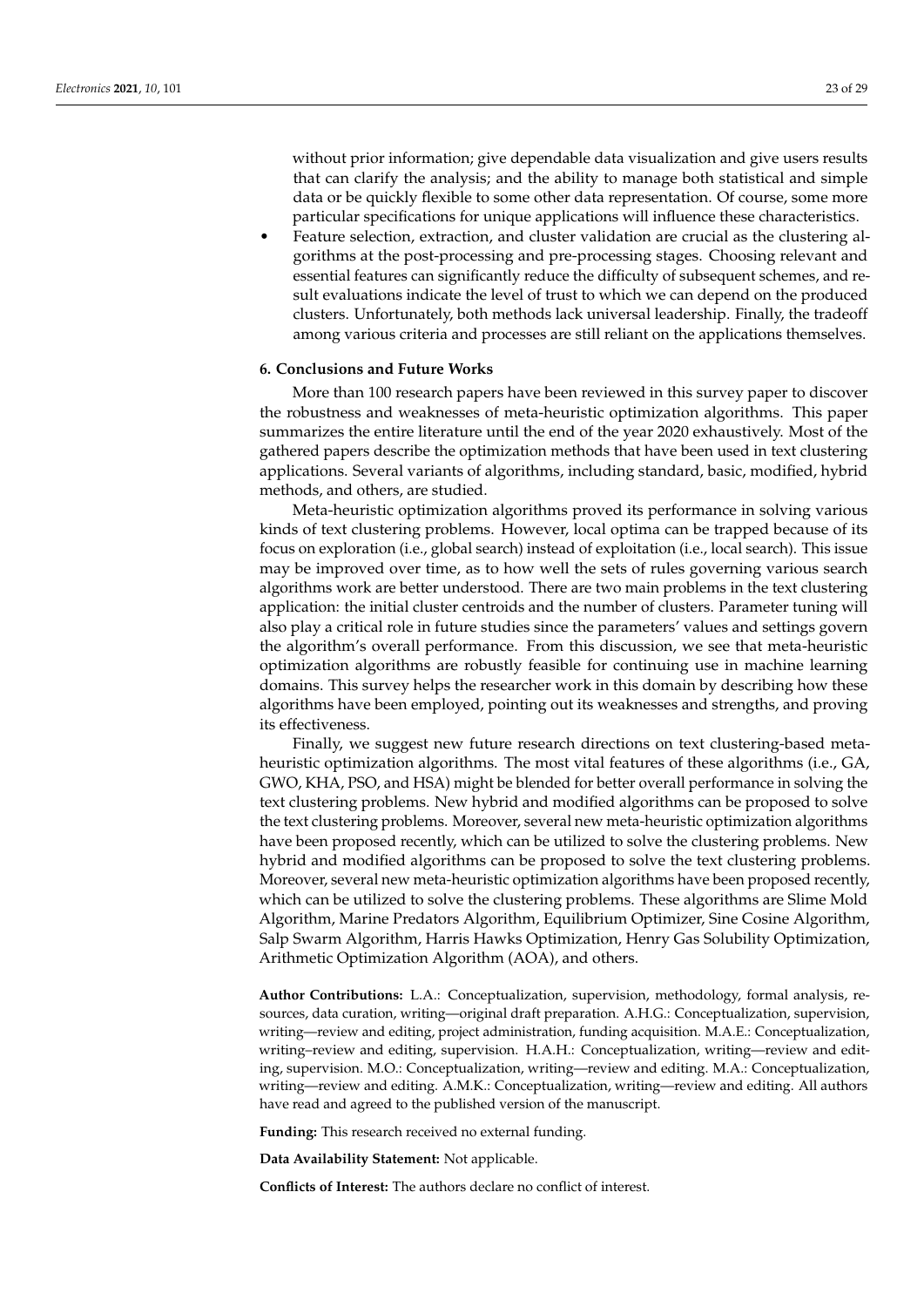without prior information; give dependable data visualization and give users results that can clarify the analysis; and the ability to manage both statistical and simple data or be quickly flexible to some other data representation. Of course, some more particular specifications for unique applications will influence these characteristics.

- Feature selection, extraction, and cluster validation are crucial as the clustering algorithms at the post-processing and pre-processing stages. Choosing relevant and essential features can significantly reduce the difficulty of subsequent schemes, and result evaluations indicate the level of trust to which we can depend on the produced clusters. Unfortunately, both methods lack universal leadership. Finally, the tradeoff among various criteria and processes are still reliant on the applications themselves.

## 6. Conclusions and Future Works

More than 100 research papers have been reviewed in this survey paper to discover the robustness and weaknesses of meta-heuristic optimization algorithms. This paper summarizes the entire literature until the end of the year 2020 exhaustively. Most of the gathered papers describe the optimization methods that have been used in text clustering applications. Several variants of algorithms, including standard, basic, modified, hybrid methods, and others, are studied.

Meta-heuristic optimization algorithms proved its performance in solving various kinds of text clustering problems. However, local optima can be trapped because of its focus on exploration (i.e., global search) instead of exploitation (i.e., local search). This issue may be improved over time, as to how well the sets of rules governing various search algorithms work are better understood. There are two main problems in the text clustering application: the initial cluster centroids and the number of clusters. Parameter tuning will also play a critical role in future studies since the parameters' values and settings govern the algorithm's overall performance. From this discussion, we see that meta-heuristic optimization algorithms are robustly feasible for continuing use in machine learning domains. This survey helps the researcher work in this domain by describing how these algorithms have been employed, pointing out its weaknesses and strengths, and proving its effectiveness.

Finally, we suggest new future research directions on text clustering-based meta-heuristic optimization algorithms. The most vital features of these algorithms (i.e., GA, GWO, KHA, PSO, and HSA) might be blended for better overall performance in solving the text clustering problems. New hybrid and modified algorithms can be proposed to solve the text clustering problems. Moreover, several new meta-heuristic optimization algorithms have been proposed recently, which can be utilized to solve the clustering problems. New hybrid and modified algorithms can be proposed to solve the text clustering problems. Moreover, several new meta-heuristic optimization algorithms have been proposed recently, which can be utilized to solve the clustering problems. These algorithms are Slime Mold Algorithm, Marine Predators Algorithm, Equilibrium Optimizer, Sine Cosine Algorithm, Salp Swarm Algorithm, Harris Hawks Optimization, Henry Gas Solubility Optimization, Arithmetic Optimization Algorithm (AOA), and others.

**Author Contributions:** L.A.: Conceptualization, supervision, methodology, formal analysis, resources, data curation, writing—original draft preparation. A.H.G.: Conceptualization, supervision, writing—review and editing, project administration, funding acquisition. M.A.E.: Conceptualization, writing–review and editing, supervision. H.A.H.: Conceptualization, writing—review and editing, supervision. M.O.: Conceptualization, writing—review and editing. M.A.: Conceptualization, writing—review and editing. A.M.K.: Conceptualization, writing—review and editing. All authors have read and agreed to the published version of the manuscript.

**Funding:** This research received no external funding.

**Data Availability Statement:** Not applicable.

**Conflicts of Interest:** The authors declare no conflict of interest.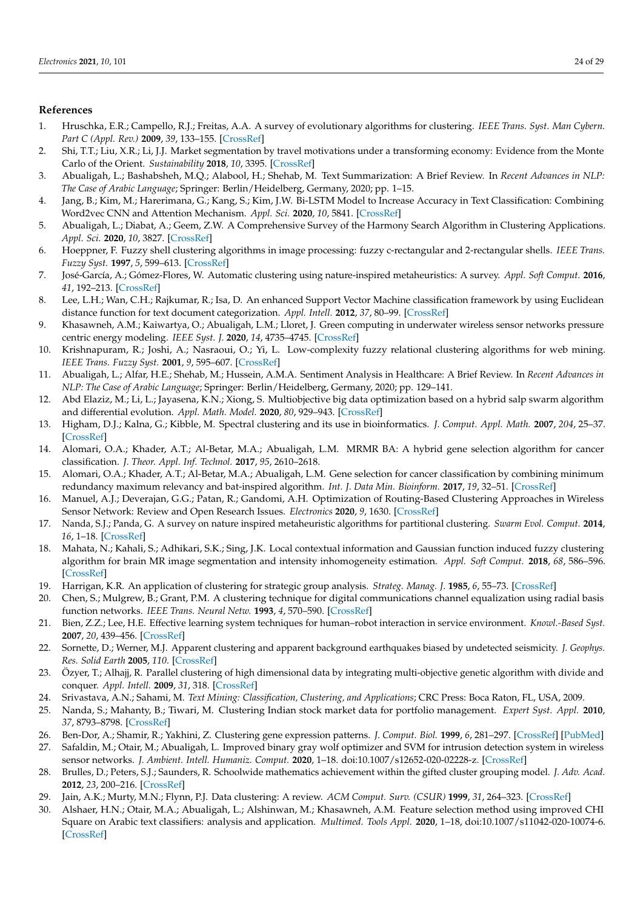## References

1. Hruschka, E.R.; Campello, R.J.; Freitas, A.A. A survey of evolutionary algorithms for clustering. *IEEE Trans. Syst. Man Cybern. Part C (Appl. Rev.)* **2009**, *39*, 133–155. [CrossRef]
2. Shi, T.T.; Liu, X.R.; Li, J.J. Market segmentation by travel motivations under a transforming economy: Evidence from the Monte Carlo of the Orient. *Sustainability* **2018**, *10*, 3395. [CrossRef]
3. Abualigah, L.; Bashabsheh, M.Q.; Alabool, H.; Shehab, M. Text Summarization: A Brief Review. In *Recent Advances in NLP: The Case of Arabic Language*; Springer: Berlin/Heidelberg, Germany, 2020; pp. 1–15.
4. Jang, B.; Kim, M.; Harerimana, G.; Kang, S.; Kim, J.W. Bi-LSTM Model to Increase Accuracy in Text Classification: Combining Word2vec CNN and Attention Mechanism. *Appl. Sci.* **2020**, *10*, 5841. [CrossRef]
5. Abualigah, L.; Diabat, A.; Geem, Z.W. A Comprehensive Survey of the Harmony Search Algorithm in Clustering Applications. *Appl. Sci.* **2020**, *10*, 3827. [CrossRef]
6. Hoeppner, F. Fuzzy shell clustering algorithms in image processing: fuzzy c-rectangular and 2-rectangular shells. *IEEE Trans. Fuzzy Syst.* **1997**, *5*, 599–613. [CrossRef]
7. José-García, A.; Gómez-Flores, W. Automatic clustering using nature-inspired metaheuristics: A survey. *Appl. Soft Comput.* **2016**, *41*, 192–213. [CrossRef]
8. Lee, L.H.; Wan, C.H.; Rajkumar, R.; Isa, D. An enhanced Support Vector Machine classification framework by using Euclidean distance function for text document categorization. *Appl. Intell.* **2012**, *37*, 80–99. [CrossRef]
9. Khasawneh, A.M.; Kaiwartya, O.; Abualigah, L.M.; Lloret, J. Green computing in underwater wireless sensor networks pressure centric energy modeling. *IEEE Syst. J.* **2020**, *14*, 4735–4745. [CrossRef]
10. Krishnapuram, R.; Joshi, A.; Nasraoui, O.; Yi, L. Low-complexity fuzzy relational clustering algorithms for web mining. *IEEE Trans. Fuzzy Syst.* **2001**, *9*, 595–607. [CrossRef]
11. Abualigah, L.; Alfar, H.E.; Shehab, M.; Hussein, A.M.A. Sentiment Analysis in Healthcare: A Brief Review. In *Recent Advances in NLP: The Case of Arabic Language*; Springer: Berlin/Heidelberg, Germany, 2020; pp. 129–141.
12. Abd Elaziz, M.; Li, L.; Jayasena, K.N.; Xiong, S. Multiobjective big data optimization based on a hybrid salp swarm algorithm and differential evolution. *Appl. Math. Model.* **2020**, *80*, 929–943. [CrossRef]
13. Higham, D.J.; Kalna, G.; Kibble, M. Spectral clustering and its use in bioinformatics. *J. Comput. Appl. Math.* **2007**, *204*, 25–37. [CrossRef]
14. Alomari, O.A.; Khader, A.T.; Al-Betar, M.A.; Abualigah, L.M. MRMR BA: A hybrid gene selection algorithm for cancer classification. *J. Theor. Appl. Inf. Technol.* **2017**, *95*, 2610–2618.
15. Alomari, O.A.; Khader, A.T.; Al-Betar, M.A.; Abualigah, L.M. Gene selection for cancer classification by combining minimum redundancy maximum relevancy and bat-inspired algorithm. *Int. J. Data Min. Bioinform.* **2017**, *19*, 32–51. [CrossRef]
16. Manuel, A.J.; Deverajan, G.G.; Patan, R.; Gandomi, A.H. Optimization of Routing-Based Clustering Approaches in Wireless Sensor Network: Review and Open Research Issues. *Electronics* **2020**, *9*, 1630. [CrossRef]
17. Nanda, S.J.; Panda, G. A survey on nature inspired metaheuristic algorithms for partitional clustering. *Swarm Evol. Comput.* **2014**, *16*, 1–18. [CrossRef]
18. Mahata, N.; Kahali, S.; Adhikari, S.K.; Sing, J.K. Local contextual information and Gaussian function induced fuzzy clustering algorithm for brain MR image segmentation and intensity inhomogeneity estimation. *Appl. Soft Comput.* **2018**, *68*, 586–596. [CrossRef]
19. Harrigan, K.R. An application of clustering for strategic group analysis. *Strateg. Manag. J.* **1985**, *6*, 55–73. [CrossRef]
20. Chen, S.; Mulgrew, B.; Grant, P.M. A clustering technique for digital communications channel equalization using radial basis function networks. *IEEE Trans. Neural Netw.* **1993**, *4*, 570–590. [CrossRef]
21. Bien, Z.Z.; Lee, H.E. Effective learning system techniques for human–robot interaction in service environment. *Knowl.-Based Syst.* **2007**, *20*, 439–456. [CrossRef]
22. Sornette, D.; Werner, M.J. Apparent clustering and apparent background earthquakes biased by undetected seismicity. *J. Geophys. Res. Solid Earth* **2005**, *110*. [CrossRef]
23. Özyer, T.; Alhajj, R. Parallel clustering of high dimensional data by integrating multi-objective genetic algorithm with divide and conquer. *Appl. Intell.* **2009**, *31*, 318. [CrossRef]
24. Srivastava, A.N.; Sahami, M. *Text Mining: Classification, Clustering, and Applications*; CRC Press: Boca Raton, FL, USA, 2009.
25. Nanda, S.; Mahanty, B.; Tiwari, M. Clustering Indian stock market data for portfolio management. *Expert Syst. Appl.* **2010**, *37*, 8793–8798. [CrossRef]
26. Ben-Dor, A.; Shamir, R.; Yakhini, Z. Clustering gene expression patterns. *J. Comput. Biol.* **1999**, *6*, 281–297. [CrossRef] [PubMed]
27. Safaldin, M.; Otair, M.; Abualigah, L. Improved binary gray wolf optimizer and SVM for intrusion detection system in wireless sensor networks. *J. Ambient. Intell. Humaniz. Comput.* **2020**, 1–18. doi:10.1007/s12652-020-02228-z. [CrossRef]
28. Brulles, D.; Peters, S.J.; Saunders, R. Schoolwide mathematics achievement within the gifted cluster grouping model. *J. Adv. Acad.* **2012**, *23*, 200–216. [CrossRef]
29. Jain, A.K.; Murty, M.N.; Flynn, P.J. Data clustering: A review. *ACM Comput. Surv. (CSUR)* **1999**, *31*, 264–323. [CrossRef]
30. Alshaer, H.N.; Otair, M.A.; Abualigah, L.; Alshinwan, M.; Khasawneh, A.M. Feature selection method using improved CHI Square on Arabic text classifiers: analysis and application. *Multimed. Tools Appl.* **2020**, 1–18, doi:10.1007/s11042-020-10074-6. [CrossRef]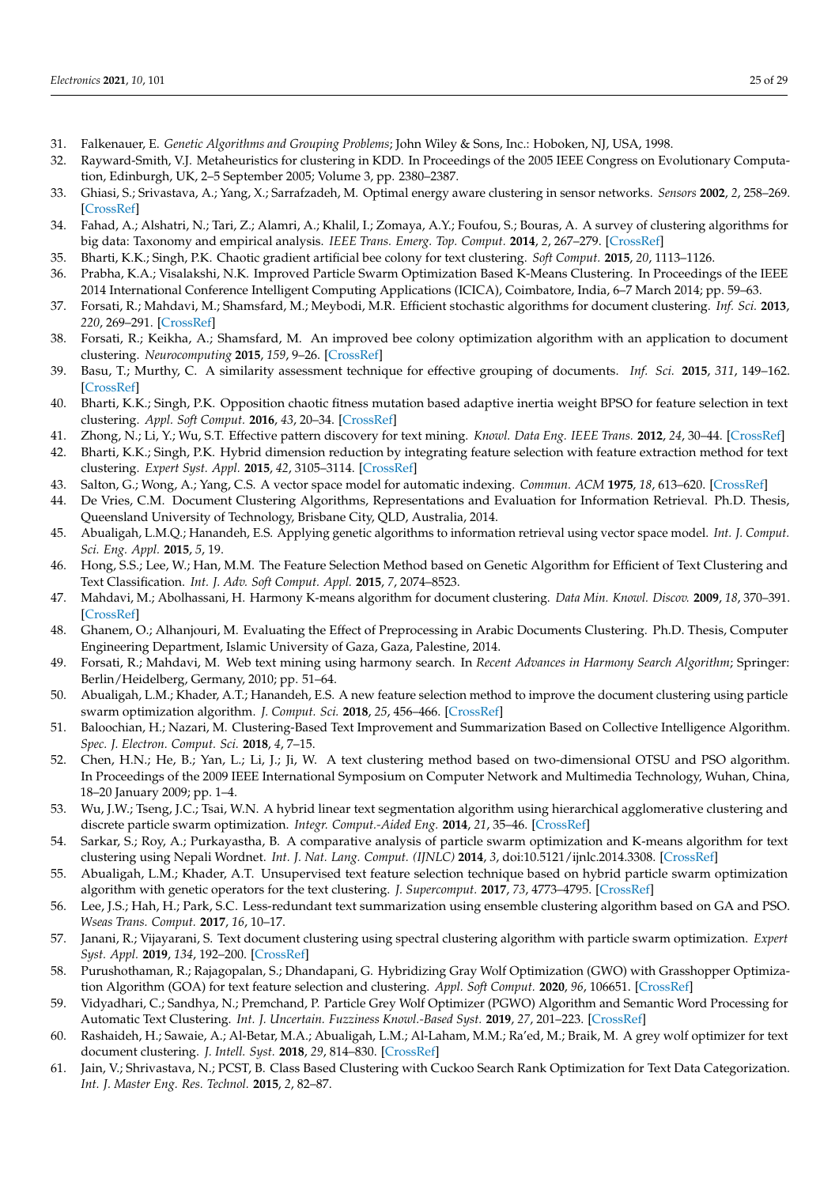31. Falkenauer, E. *Genetic Algorithms and Grouping Problems*; John Wiley & Sons, Inc.: Hoboken, NJ, USA, 1998.
32. Rayward-Smith, V.J. Metaheuristics for clustering in KDD. In Proceedings of the 2005 IEEE Congress on Evolutionary Computation, Edinburgh, UK, 2–5 September 2005; Volume 3, pp. 2380–2387.
33. Ghiasi, S.; Srivastava, A.; Yang, X.; Sarrafzadeh, M. Optimal energy aware clustering in sensor networks. *Sensors* **2002**, *2*, 258–269. [CrossRef]
34. Fahad, A.; Alshatri, N.; Tari, Z.; Alamri, A.; Khalil, I.; Zomaya, A.Y.; Foufou, S.; Bouras, A. A survey of clustering algorithms for big data: Taxonomy and empirical analysis. *IEEE Trans. Emerg. Top. Comput.* **2014**, *2*, 267–279. [CrossRef]
35. Bharti, K.K.; Singh, P.K. Chaotic gradient artificial bee colony for text clustering. *Soft Comput.* **2015**, *20*, 1113–1126.
36. Prabha, K.A.; Visalakshi, N.K. Improved Particle Swarm Optimization Based K-Means Clustering. In Proceedings of the IEEE 2014 International Conference Intelligent Computing Applications (ICICA), Coimbatore, India, 6–7 March 2014; pp. 59–63.
37. Forsati, R.; Mahdavi, M.; Shamsfard, M.; Meybodi, M.R. Efficient stochastic algorithms for document clustering. *Inf. Sci.* **2013**, *220*, 269–291. [CrossRef]
38. Forsati, R.; Keikha, A.; Shamsfard, M. An improved bee colony optimization algorithm with an application to document clustering. *Neurocomputing* **2015**, *159*, 9–26. [CrossRef]
39. Basu, T.; Murthy, C. A similarity assessment technique for effective grouping of documents. *Inf. Sci.* **2015**, *311*, 149–162. [CrossRef]
40. Bharti, K.K.; Singh, P.K. Opposition chaotic fitness mutation based adaptive inertia weight BPSO for feature selection in text clustering. *Appl. Soft Comput.* **2016**, *43*, 20–34. [CrossRef]
41. Zhong, N.; Li, Y.; Wu, S.T. Effective pattern discovery for text mining. *Knowl. Data Eng. IEEE Trans.* **2012**, *24*, 30–44. [CrossRef]
42. Bharti, K.K.; Singh, P.K. Hybrid dimension reduction by integrating feature selection with feature extraction method for text clustering. *Expert Syst. Appl.* **2015**, *42*, 3105–3114. [CrossRef]
43. Salton, G.; Wong, A.; Yang, C.S. A vector space model for automatic indexing. *Commun. ACM* **1975**, *18*, 613–620. [CrossRef]
44. De Vries, C.M. Document Clustering Algorithms, Representations and Evaluation for Information Retrieval. Ph.D. Thesis, Queensland University of Technology, Brisbane City, QLD, Australia, 2014.
45. Abualigah, L.M.Q.; Hanandeh, E.S. Applying genetic algorithms to information retrieval using vector space model. *Int. J. Comput. Sci. Eng. Appl.* **2015**, *5*, 19.
46. Hong, S.S.; Lee, W.; Han, M.M. The Feature Selection Method based on Genetic Algorithm for Efficient of Text Clustering and Text Classification. *Int. J. Adv. Soft Comput. Appl.* **2015**, *7*, 2074–8523.
47. Mahdavi, M.; Abolhassani, H. Harmony K-means algorithm for document clustering. *Data Min. Knowl. Discov.* **2009**, *18*, 370–391. [CrossRef]
48. Ghanem, O.; Alhanjouri, M. Evaluating the Effect of Preprocessing in Arabic Documents Clustering. Ph.D. Thesis, Computer Engineering Department, Islamic University of Gaza, Gaza, Palestine, 2014.
49. Forsati, R.; Mahdavi, M. Web text mining using harmony search. In *Recent Advances in Harmony Search Algorithm*; Springer: Berlin/Heidelberg, Germany, 2010; pp. 51–64.
50. Abualigah, L.M.; Khader, A.T.; Hanandeh, E.S. A new feature selection method to improve the document clustering using particle swarm optimization algorithm. *J. Comput. Sci.* **2018**, *25*, 456–466. [CrossRef]
51. Baloochian, H.; Nazari, M. Clustering-Based Text Improvement and Summarization Based on Collective Intelligence Algorithm. *Spec. J. Electron. Comput. Sci.* **2018**, *4*, 7–15.
52. Chen, H.N.; He, B.; Yan, L.; Li, J.; Ji, W. A text clustering method based on two-dimensional OTSU and PSO algorithm. In Proceedings of the 2009 IEEE International Symposium on Computer Network and Multimedia Technology, Wuhan, China, 18–20 January 2009; pp. 1–4.
53. Wu, J.W.; Tseng, J.C.; Tsai, W.N. A hybrid linear text segmentation algorithm using hierarchical agglomerative clustering and discrete particle swarm optimization. *Integr. Comput.-Aided Eng.* **2014**, *21*, 35–46. [CrossRef]
54. Sarkar, S.; Roy, A.; Purkayastha, B. A comparative analysis of particle swarm optimization and K-means algorithm for text clustering using Nepali Wordnet. *Int. J. Nat. Lang. Comput. (IJNLC)* **2014**, *3*, doi:10.5121/ijnlc.2014.3308. [CrossRef]
55. Abualigah, L.M.; Khader, A.T. Unsupervised text feature selection technique based on hybrid particle swarm optimization algorithm with genetic operators for the text clustering. *J. Supercomput.* **2017**, *73*, 4773–4795. [CrossRef]
56. Lee, J.S.; Hah, H.; Park, S.C. Less-redundant text summarization using ensemble clustering algorithm based on GA and PSO. *Wseas Trans. Comput.* **2017**, *16*, 10–17.
57. Janani, R.; Vijayarani, S. Text document clustering using spectral clustering algorithm with particle swarm optimization. *Expert Syst. Appl.* **2019**, *134*, 192–200. [CrossRef]
58. Purushothaman, R.; Rajagopalan, S.; Dhandapani, G. Hybridizing Gray Wolf Optimization (GWO) with Grasshopper Optimization Algorithm (GOA) for text feature selection and clustering. *Appl. Soft Comput.* **2020**, *96*, 106651. [CrossRef]
59. Vidyadhari, C.; Sandhya, N.; Premchand, P. Particle Grey Wolf Optimizer (PGWO) Algorithm and Semantic Word Processing for Automatic Text Clustering. *Int. J. Uncertain. Fuzziness Knowl.-Based Syst.* **2019**, *27*, 201–223. [CrossRef]
60. Rashaideh, H.; Sawaie, A.; Al-Betar, M.A.; Abualigah, L.M.; Al-Laham, M.M.; Ra'ed, M.; Braik, M. A grey wolf optimizer for text document clustering. *J. Intell. Syst.* **2018**, *29*, 814–830. [CrossRef]
61. Jain, V.; Shrivastava, N.; PCST, B. Class Based Clustering with Cuckoo Search Rank Optimization for Text Data Categorization. *Int. J. Master Eng. Res. Technol.* **2015**, *2*, 82–87.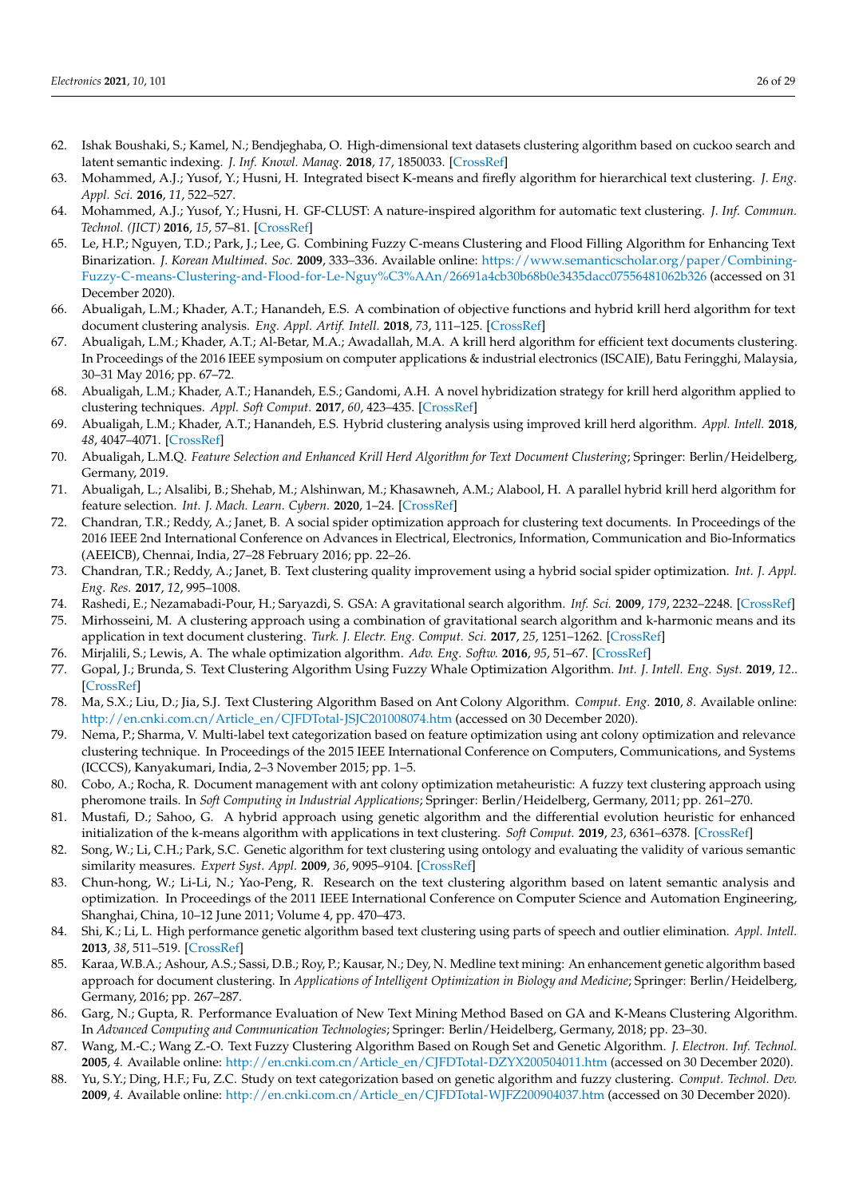62. Ishak Boushaki, S.; Kamel, N.; Bendjeghaba, O. High-dimensional text datasets clustering algorithm based on cuckoo search and latent semantic indexing. *J. Inf. Knowl. Manag.* **2018**, *17*, 1850033. [CrossRef]
63. Mohammed, A.J.; Yusof, Y.; Husni, H. Integrated bisect K-means and firefly algorithm for hierarchical text clustering. *J. Eng. Appl. Sci.* **2016**, *11*, 522–527.
64. Mohammed, A.J.; Yusof, Y.; Husni, H. GF-CLUST: A nature-inspired algorithm for automatic text clustering. *J. Inf. Commun. Technol. (JICT)* **2016**, *15*, 57–81. [CrossRef]
65. Le, H.P.; Nguyen, T.D.; Park, J.; Lee, G. Combining Fuzzy C-means Clustering and Flood Filling Algorithm for Enhancing Text Binarization. *J. Korean Multimed. Soc.* **2009**, 333–336. Available online: https://www.semanticscholar.org/paper/Combining-Fuzzy-C-means-Clustering-and-Flood-for-Le-Nguy%C3%AAn/26691a4cb30b68b0e3435dacc07556481062b326 (accessed on 31 December 2020).
66. Abualigah, L.M.; Khader, A.T.; Hanandeh, E.S. A combination of objective functions and hybrid krill herd algorithm for text document clustering analysis. *Eng. Appl. Artif. Intell.* **2018**, *73*, 111–125. [CrossRef]
67. Abualigah, L.M.; Khader, A.T.; Al-Betar, M.A.; Awadallah, M.A. A krill herd algorithm for efficient text documents clustering. In Proceedings of the 2016 IEEE symposium on computer applications & industrial electronics (ISCAIE), Batu Feringghi, Malaysia, 30–31 May 2016; pp. 67–72.
68. Abualigah, L.M.; Khader, A.T.; Hanandeh, E.S.; Gandomi, A.H. A novel hybridization strategy for krill herd algorithm applied to clustering techniques. *Appl. Soft Comput.* **2017**, *60*, 423–435. [CrossRef]
69. Abualigah, L.M.; Khader, A.T.; Hanandeh, E.S. Hybrid clustering analysis using improved krill herd algorithm. *Appl. Intell.* **2018**, *48*, 4047–4071. [CrossRef]
70. Abualigah, L.M.Q. *Feature Selection and Enhanced Krill Herd Algorithm for Text Document Clustering*; Springer: Berlin/Heidelberg, Germany, 2019.
71. Abualigah, L.; Alsalibi, B.; Shehab, M.; Alshinwan, M.; Khasawneh, A.M.; Alabool, H. A parallel hybrid krill herd algorithm for feature selection. *Int. J. Mach. Learn. Cybern.* **2020**, 1–24. [CrossRef]
72. Chandran, T.R.; Reddy, A.; Janet, B. A social spider optimization approach for clustering text documents. In Proceedings of the 2016 IEEE 2nd International Conference on Advances in Electrical, Electronics, Information, Communication and Bio-Informatics (AEEICB), Chennai, India, 27–28 February 2016; pp. 22–26.
73. Chandran, T.R.; Reddy, A.; Janet, B. Text clustering quality improvement using a hybrid social spider optimization. *Int. J. Appl. Eng. Res.* **2017**, *12*, 995–1008.
74. Rashedi, E.; Nezamabadi-Pour, H.; Saryazdi, S. GSA: A gravitational search algorithm. *Inf. Sci.* **2009**, *179*, 2232–2248. [CrossRef]
75. Mirhosseini, M. A clustering approach using a combination of gravitational search algorithm and k-harmonic means and its application in text document clustering. *Turk. J. Electr. Eng. Comput. Sci.* **2017**, *25*, 1251–1262. [CrossRef]
76. Mirjalili, S.; Lewis, A. The whale optimization algorithm. *Adv. Eng. Softw.* **2016**, *95*, 51–67. [CrossRef]
77. Gopal, J.; Brunda, S. Text Clustering Algorithm Using Fuzzy Whale Optimization Algorithm. *Int. J. Intell. Eng. Syst.* **2019**, *12*.. [CrossRef]
78. Ma, S.X.; Liu, D.; Jia, S.J. Text Clustering Algorithm Based on Ant Colony Algorithm. *Comput. Eng.* **2010**, *8*. Available online: http://en.cnki.com.cn/Article_en/CJFDTotal-JSJC201008074.htm (accessed on 30 December 2020).
79. Nema, P.; Sharma, V. Multi-label text categorization based on feature optimization using ant colony optimization and relevance clustering technique. In Proceedings of the 2015 IEEE International Conference on Computers, Communications, and Systems (ICCCS), Kanyakumari, India, 2–3 November 2015; pp. 1–5.
80. Cobo, A.; Rocha, R. Document management with ant colony optimization metaheuristic: A fuzzy text clustering approach using pheromone trails. In *Soft Computing in Industrial Applications*; Springer: Berlin/Heidelberg, Germany, 2011; pp. 261–270.
81. Mustafi, D.; Sahoo, G. A hybrid approach using genetic algorithm and the differential evolution heuristic for enhanced initialization of the k-means algorithm with applications in text clustering. *Soft Comput.* **2019**, *23*, 6361–6378. [CrossRef]
82. Song, W.; Li, C.H.; Park, S.C. Genetic algorithm for text clustering using ontology and evaluating the validity of various semantic similarity measures. *Expert Syst. Appl.* **2009**, *36*, 9095–9104. [CrossRef]
83. Chun-hong, W.; Li-Li, N.; Yao-Peng, R. Research on the text clustering algorithm based on latent semantic analysis and optimization. In Proceedings of the 2011 IEEE International Conference on Computer Science and Automation Engineering, Shanghai, China, 10–12 June 2011; Volume 4, pp. 470–473.
84. Shi, K.; Li, L. High performance genetic algorithm based text clustering using parts of speech and outlier elimination. *Appl. Intell.* **2013**, *38*, 511–519. [CrossRef]
85. Karaa, W.B.A.; Ashour, A.S.; Sassi, D.B.; Roy, P.; Kausar, N.; Dey, N. Medline text mining: An enhancement genetic algorithm based approach for document clustering. In *Applications of Intelligent Optimization in Biology and Medicine*; Springer: Berlin/Heidelberg, Germany, 2016; pp. 267–287.
86. Garg, N.; Gupta, R. Performance Evaluation of New Text Mining Method Based on GA and K-Means Clustering Algorithm. In *Advanced Computing and Communication Technologies*; Springer: Berlin/Heidelberg, Germany, 2018; pp. 23–30.
87. Wang, M.-C.; Wang Z.-O. Text Fuzzy Clustering Algorithm Based on Rough Set and Genetic Algorithm. *J. Electron. Inf. Technol.* **2005**, *4*. Available online: http://en.cnki.com.cn/Article_en/CJFDTotal-DZYX200504011.htm (accessed on 30 December 2020).
88. Yu, S.Y.; Ding, H.F.; Fu, Z.C. Study on text categorization based on genetic algorithm and fuzzy clustering. *Comput. Technol. Dev.* **2009**, *4*. Available online: http://en.cnki.com.cn/Article_en/CJFDTotal-WJFZ200904037.htm (accessed on 30 December 2020).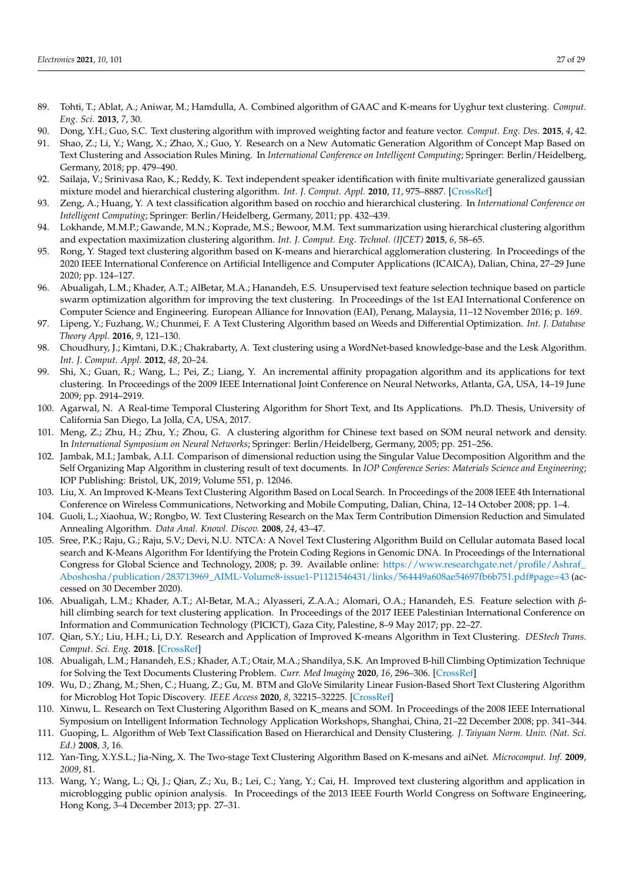89. Tohti, T.; Ablat, A.; Aniwar, M.; Hamdulla, A. Combined algorithm of GAAC and K-means for Uyghur text clustering. *Comput. Eng. Sci.* **2013**, *7*, 30.
90. Dong, Y.H.; Guo, S.C. Text clustering algorithm with improved weighting factor and feature vector. *Comput. Eng. Des.* **2015**, *4*, 42.
91. Shao, Z.; Li, Y.; Wang, X.; Zhao, X.; Guo, Y. Research on a New Automatic Generation Algorithm of Concept Map Based on Text Clustering and Association Rules Mining. In *International Conference on Intelligent Computing*; Springer: Berlin/Heidelberg, Germany, 2018; pp. 479–490.
92. Sailaja, V.; Srinivasa Rao, K.; Reddy, K. Text independent speaker identification with finite multivariate generalized gaussian mixture model and hierarchical clustering algorithm. *Int. J. Comput. Appl.* **2010**, *11*, 975–8887. [CrossRef]
93. Zeng, A.; Huang, Y. A text classification algorithm based on rocchio and hierarchical clustering. In *International Conference on Intelligent Computing*; Springer: Berlin/Heidelberg, Germany, 2011; pp. 432–439.
94. Lokhande, M.M.P.; Gawande, M.N.; Koprade, M.S.; Bewoor, M.M. Text summarization using hierarchical clustering algorithm and expectation maximization clustering algorithm. *Int. J. Comput. Eng. Technol. (IJCET)* **2015**, *6*, 58–65.
95. Rong, Y. Staged text clustering algorithm based on K-means and hierarchical agglomeration clustering. In Proceedings of the 2020 IEEE International Conference on Artificial Intelligence and Computer Applications (ICAICA), Dalian, China, 27–29 June 2020; pp. 124–127.
96. Abualigah, L.M.; Khader, A.T.; AlBetar, M.A.; Hanandeh, E.S. Unsupervised text feature selection technique based on particle swarm optimization algorithm for improving the text clustering. In Proceedings of the 1st EAI International Conference on Computer Science and Engineering. European Alliance for Innovation (EAI), Penang, Malaysia, 11–12 November 2016; p. 169.
97. Lipeng, Y.; Fuzhang, W.; Chunmei, F. A Text Clustering Algorithm based on Weeds and Differential Optimization. *Int. J. Database Theory Appl.* **2016**, *9*, 121–130.
98. Choudhury, J.; Kimtani, D.K.; Chakrabarty, A. Text clustering using a WordNet-based knowledge-base and the Lesk Algorithm. *Int. J. Comput. Appl.* **2012**, *48*, 20–24.
99. Shi, X.; Guan, R.; Wang, L.; Pei, Z.; Liang, Y. An incremental affinity propagation algorithm and its applications for text clustering. In Proceedings of the 2009 IEEE International Joint Conference on Neural Networks, Atlanta, GA, USA, 14–19 June 2009; pp. 2914–2919.
100. Agarwal, N. A Real-time Temporal Clustering Algorithm for Short Text, and Its Applications. Ph.D. Thesis, University of California San Diego, La Jolla, CA, USA, 2017.
101. Meng, Z.; Zhu, H.; Zhu, Y.; Zhou, G. A clustering algorithm for Chinese text based on SOM neural network and density. In *International Symposium on Neural Networks*; Springer: Berlin/Heidelberg, Germany, 2005; pp. 251–256.
102. Jambak, M.I.; Jambak, A.I.I. Comparison of dimensional reduction using the Singular Value Decomposition Algorithm and the Self Organizing Map Algorithm in clustering result of text documents. In *IOP Conference Series: Materials Science and Engineering*; IOP Publishing: Bristol, UK, 2019; Volume 551, p. 12046.
103. Liu, X. An Improved K-Means Text Clustering Algorithm Based on Local Search. In Proceedings of the 2008 IEEE 4th International Conference on Wireless Communications, Networking and Mobile Computing, Dalian, China, 12–14 October 2008; pp. 1–4.
104. Guoli, L.; Xiaohua, W.; Rongbo, W. Text Clustering Research on the Max Term Contribution Dimension Reduction and Simulated Annealing Algorithm. *Data Anal. Knowl. Discov.* **2008**, *24*, 43–47.
105. Sree, P.K.; Raju, G.; Raju, S.V.; Devi, N.U. NTCA: A Novel Text Clustering Algorithm Build on Cellular automata Based local search and K-Means Algorithm For Identifying the Protein Coding Regions in Genomic DNA. In Proceedings of the International Congress for Global Science and Technology, 2008; p. 39. Available online: https://www.researchgate.net/profile/Ashraf_Aboshosha/publication/283713969_AIML-Volume8-issue1-P1121546431/links/564449a608ae54697fb6b751.pdf#page=43 (accessed on 30 December 2020).
106. Abualigah, L.M.; Khader, A.T.; Al-Betar, M.A.; Alyasseri, Z.A.A.; Alomari, O.A.; Hanandeh, E.S. Feature selection with $\beta$-hill climbing search for text clustering application. In Proceedings of the 2017 IEEE Palestinian International Conference on Information and Communication Technology (PICICT), Gaza City, Palestine, 8–9 May 2017; pp. 22–27.
107. Qian, S.Y.; Liu, H.H.; Li, D.Y. Research and Application of Improved K-means Algorithm in Text Clustering. *DEStech Trans. Comput. Sci. Eng.* **2018**. [CrossRef]
108. Abualigah, L.M.; Hanandeh, E.S.; Khader, A.T.; Otair, M.A.; Shandilya, S.K. An Improved B-hill Climbing Optimization Technique for Solving the Text Documents Clustering Problem. *Curr. Med Imaging* **2020**, *16*, 296–306. [CrossRef]
109. Wu, D.; Zhang, M.; Shen, C.; Huang, Z.; Gu, M. BTM and GloVe Similarity Linear Fusion-Based Short Text Clustering Algorithm for Microblog Hot Topic Discovery. *IEEE Access* **2020**, *8*, 32215–32225. [CrossRef]
110. Xinwu, L. Research on Text Clustering Algorithm Based on K_means and SOM. In Proceedings of the 2008 IEEE International Symposium on Intelligent Information Technology Application Workshops, Shanghai, China, 21–22 December 2008; pp. 341–344.
111. Guoping, L. Algorithm of Web Text Classification Based on Hierarchical and Density Clustering. *J. Taiyuan Norm. Univ. (Nat. Sci. Ed.)* **2008**, *3*, 16.
112. Yan-Ting, X.Y.S.L.; Jia-Ning, X. The Two-stage Text Clustering Algorithm Based on K-mesans and aiNet. *Microcomput. Inf.* **2009**, *2009*, 81.
113. Wang, Y.; Wang, L.; Qi, J.; Qian, Z.; Xu, B.; Lei, C.; Yang, Y.; Cai, H. Improved text clustering algorithm and application in microblogging public opinion analysis. In Proceedings of the 2013 IEEE Fourth World Congress on Software Engineering, Hong Kong, 3–4 December 2013; pp. 27–31.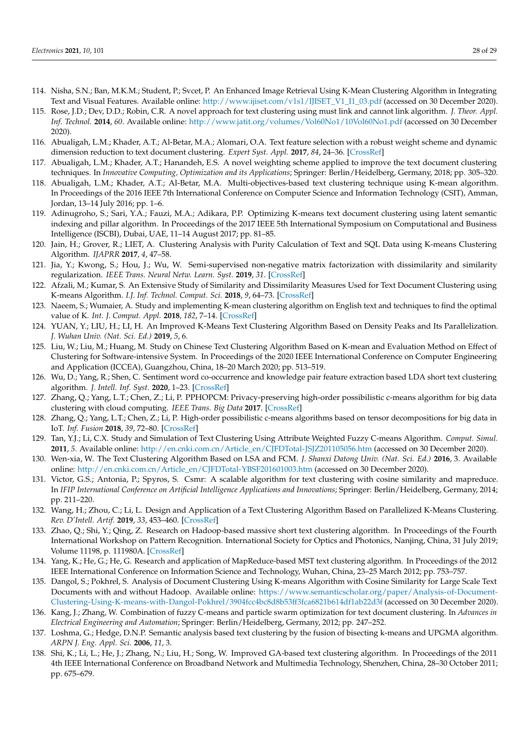114. Nisha, S.N.; Ban, M.K.M.; Student, P.; Svcet, P. An Enhanced Image Retrieval Using K-Mean Clustering Algorithm in Integrating Text and Visual Features. Available online: http://www.ijiset.com/v1s1/IJISET_V1_I1_03.pdf (accessed on 30 December 2020).
115. Rose, J.D.; Dev, D.D.; Robin, C.R. A novel approach for text clustering using must link and cannot link algorithm. *J. Theor. Appl. Inf. Technol.* **2014**, *60*. Available online: http://www.jatit.org/volumes/Vol60No1/10Vol60No1.pdf (accessed on 30 December 2020).
116. Abualigah, L.M.; Khader, A.T.; Al-Betar, M.A.; Alomari, O.A. Text feature selection with a robust weight scheme and dynamic dimension reduction to text document clustering. *Expert Syst. Appl.* **2017**, *84*, 24–36. [CrossRef]
117. Abualigah, L.M.; Khader, A.T.; Hanandeh, E.S. A novel weighting scheme applied to improve the text document clustering techniques. In *Innovative Computing, Optimization and its Applications*; Springer: Berlin/Heidelberg, Germany, 2018; pp. 305–320.
118. Abualigah, L.M.; Khader, A.T.; Al-Betar, M.A. Multi-objectives-based text clustering technique using K-mean algorithm. In Proceedings of the 2016 IEEE 7th International Conference on Computer Science and Information Technology (CSIT), Amman, Jordan, 13–14 July 2016; pp. 1–6.
119. Adinugroho, S.; Sari, Y.A.; Fauzi, M.A.; Adikara, P.P. Optimizing K-means text document clustering using latent semantic indexing and pillar algorithm. In Proceedings of the 2017 IEEE 5th International Symposium on Computational and Business Intelligence (ISCBI), Dubai, UAE, 11–14 August 2017; pp. 81–85.
120. Jain, H.; Grover, R.; LIET, A. Clustering Analysis with Purity Calculation of Text and SQL Data using K-means Clustering Algorithm. *IJAPRR* **2017**, *4*, 47–58.
121. Jia, Y.; Kwong, S.; Hou, J.; Wu, W. Semi-supervised non-negative matrix factorization with dissimilarity and similarity regularization. *IEEE Trans. Neural Netw. Learn. Syst.* **2019**, *31*. [CrossRef]
122. Afzali, M.; Kumar, S. An Extensive Study of Similarity and Dissimilarity Measures Used for Text Document Clustering using K-means Algorithm. *I.J. Inf. Technol. Comput. Sci.* **2018**, *9*, 64–73. [CrossRef]
123. Naeem, S.; Wumaier, A. Study and implementing K-mean clustering algorithm on English text and techniques to find the optimal value of K. *Int. J. Comput. Appl.* **2018**, *182*, 7–14. [CrossRef]
124. YUAN, Y.; LIU, H.; LI, H. An Improved K-Means Text Clustering Algorithm Based on Density Peaks and Its Parallelization. *J. Wuhan Univ. (Nat. Sci. Ed.)* **2019**, *5*, 6.
125. Liu, W.; Liu, M.; Huang, M. Study on Chinese Text Clustering Algorithm Based on K-mean and Evaluation Method on Effect of Clustering for Software-intensive System. In Proceedings of the 2020 IEEE International Conference on Computer Engineering and Application (ICCEA), Guangzhou, China, 18–20 March 2020; pp. 513–519.
126. Wu, D.; Yang, R.; Shen, C. Sentiment word co-occurrence and knowledge pair feature extraction based LDA short text clustering algorithm. *J. Intell. Inf. Syst.* **2020**, 1–23. [CrossRef]
127. Zhang, Q.; Yang, L.T.; Chen, Z.; Li, P. PPHOPCM: Privacy-preserving high-order possibilistic c-means algorithm for big data clustering with cloud computing. *IEEE Trans. Big Data* **2017**. [CrossRef]
128. Zhang, Q.; Yang, L.T.; Chen, Z.; Li, P. High-order possibilistic c-means algorithms based on tensor decompositions for big data in IoT. *Inf. Fusion* **2018**, *39*, 72–80. [CrossRef]
129. Tan, Y.J.; Li, C.X. Study and Simulation of Text Clustering Using Attribute Weighted Fuzzy C-means Algorithm. *Comput. Simul.* **2011**, *5*. Available online: http://en.cnki.com.cn/Article_en/CJFDTotal-JSJZ201105056.htm (accessed on 30 December 2020).
130. Wen-xia, W. The Text Clustering Algorithm Based on LSA and FCM. *J. Shanxi Datong Univ. (Nat. Sci. Ed.)* **2016**, 3. Available online: http://en.cnki.com.cn/Article_en/CJFDTotal-YBSF201601003.htm (accessed on 30 December 2020).
131. Victor, G.S.; Antonia, P.; Spyros, S. Csmr: A scalable algorithm for text clustering with cosine similarity and mapreduce. In *IFIP International Conference on Artificial Intelligence Applications and Innovations*; Springer: Berlin/Heidelberg, Germany, 2014; pp. 211–220.
132. Wang, H.; Zhou, C.; Li, L. Design and Application of a Text Clustering Algorithm Based on Parallelized K-Means Clustering. *Rev. D'Intell. Artif.* **2019**, *33*, 453–460. [CrossRef]
133. Zhao, Q.; Shi, Y.; Qing, Z. Research on Hadoop-based massive short text clustering algorithm. In Proceedings of the Fourth International Workshop on Pattern Recognition. International Society for Optics and Photonics, Nanjing, China, 31 July 2019; Volume 11198, p. 111980A. [CrossRef]
134. Yang, K.; He, G.; He, G. Research and application of MapReduce-based MST text clustering algorithm. In Proceedings of the 2012 IEEE International Conference on Information Science and Technology, Wuhan, China, 23–25 March 2012; pp. 753–757.
135. Dangol, S.; Pokhrel, S. Analysis of Document Clustering Using K-means Algorithm with Cosine Similarity for Large Scale Text Documents with and without Hadoop. Available online: https://www.semanticscholar.org/paper/Analysis-of-Document-Clustering-Using-K-means-with-Dangol-Pokhrel/3904fcc4bc8d8b53ff3fca6821b614df1ab22d3f (accessed on 30 December 2020).
136. Kang, J.; Zhang, W. Combination of fuzzy C-means and particle swarm optimization for text document clustering. In *Advances in Electrical Engineering and Automation*; Springer: Berlin/Heidelberg, Germany, 2012; pp. 247–252.
137. Loshma, G.; Hedge, D.N.P. Semantic analysis based text clustering by the fusion of bisecting k-means and UPGMA algorithm. *ARPN J. Eng. Appl. Sci.* **2006**, *11*, 3.
138. Shi, K.; Li, L.; He, J.; Zhang, N.; Liu, H.; Song, W. Improved GA-based text clustering algorithm. In Proceedings of the 2011 4th IEEE International Conference on Broadband Network and Multimedia Technology, Shenzhen, China, 28–30 October 2011; pp. 675–679.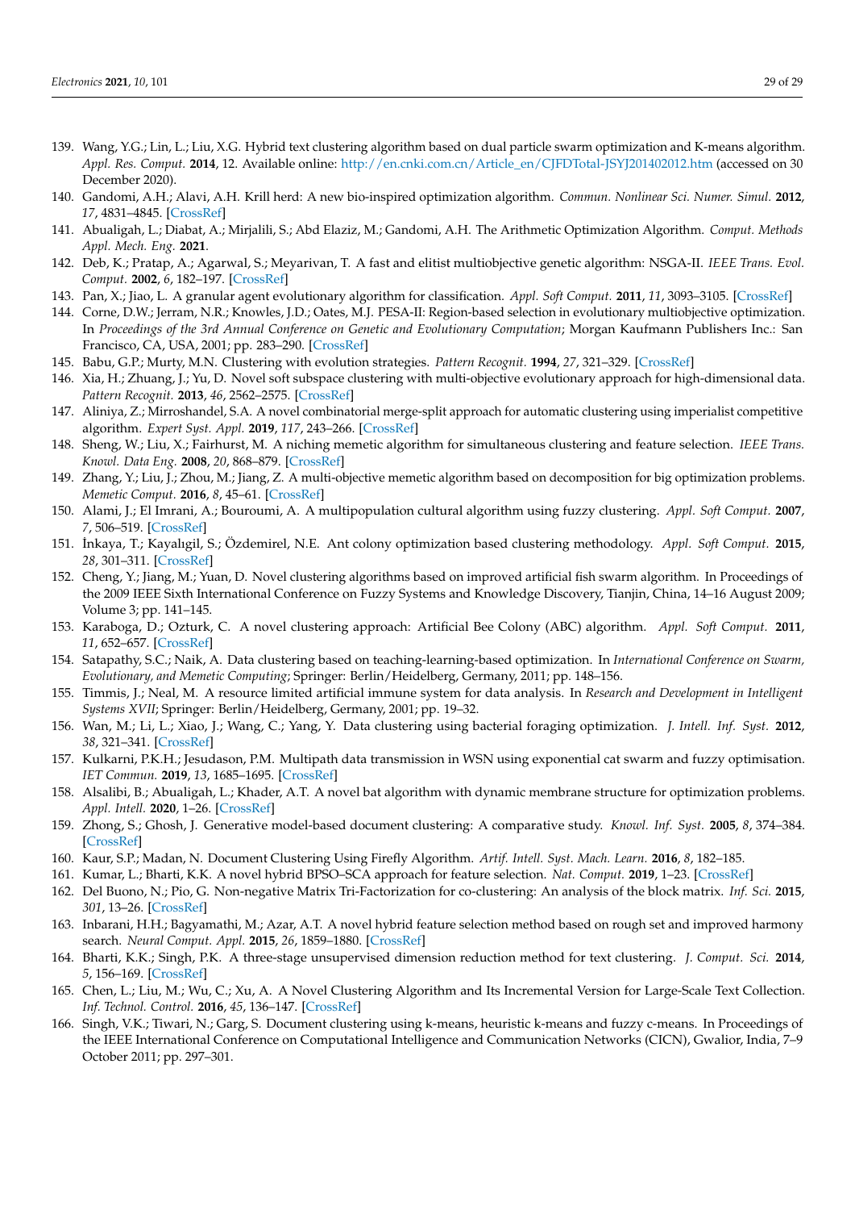139. Wang, Y.G.; Lin, L.; Liu, X.G. Hybrid text clustering algorithm based on dual particle swarm optimization and K-means algorithm. *Appl. Res. Comput.* **2014**, 12. Available online: http://en.cnki.com.cn/Article_en/CJFDTotal-JSYJ201402012.htm (accessed on 30 December 2020).
140. Gandomi, A.H.; Alavi, A.H. Krill herd: A new bio-inspired optimization algorithm. *Commun. Nonlinear Sci. Numer. Simul.* **2012**, *17*, 4831–4845. [CrossRef]
141. Abualigah, L.; Diabat, A.; Mirjalili, S.; Abd Elaziz, M.; Gandomi, A.H. The Arithmetic Optimization Algorithm. *Comput. Methods Appl. Mech. Eng.* **2021**.
142. Deb, K.; Pratap, A.; Agarwal, S.; Meyarivan, T. A fast and elitist multiobjective genetic algorithm: NSGA-II. *IEEE Trans. Evol. Comput.* **2002**, *6*, 182–197. [CrossRef]
143. Pan, X.; Jiao, L. A granular agent evolutionary algorithm for classification. *Appl. Soft Comput.* **2011**, *11*, 3093–3105. [CrossRef]
144. Corne, D.W.; Jerram, N.R.; Knowles, J.D.; Oates, M.J. PESA-II: Region-based selection in evolutionary multiobjective optimization. In *Proceedings of the 3rd Annual Conference on Genetic and Evolutionary Computation*; Morgan Kaufmann Publishers Inc.: San Francisco, CA, USA, 2001; pp. 283–290. [CrossRef]
145. Babu, G.P.; Murty, M.N. Clustering with evolution strategies. *Pattern Recognit.* **1994**, *27*, 321–329. [CrossRef]
146. Xia, H.; Zhuang, J.; Yu, D. Novel soft subspace clustering with multi-objective evolutionary approach for high-dimensional data. *Pattern Recognit.* **2013**, *46*, 2562–2575. [CrossRef]
147. Aliniya, Z.; Mirroshandel, S.A. A novel combinatorial merge-split approach for automatic clustering using imperialist competitive algorithm. *Expert Syst. Appl.* **2019**, *117*, 243–266. [CrossRef]
148. Sheng, W.; Liu, X.; Fairhurst, M. A niching memetic algorithm for simultaneous clustering and feature selection. *IEEE Trans. Knowl. Data Eng.* **2008**, *20*, 868–879. [CrossRef]
149. Zhang, Y.; Liu, J.; Zhou, M.; Jiang, Z. A multi-objective memetic algorithm based on decomposition for big optimization problems. *Memetic Comput.* **2016**, *8*, 45–61. [CrossRef]
150. Alami, J.; El Imrani, A.; Bouroumi, A. A multipopulation cultural algorithm using fuzzy clustering. *Appl. Soft Comput.* **2007**, *7*, 506–519. [CrossRef]
151. İnkaya, T.; Kayalıgil, S.; Özdemirel, N.E. Ant colony optimization based clustering methodology. *Appl. Soft Comput.* **2015**, *28*, 301–311. [CrossRef]
152. Cheng, Y.; Jiang, M.; Yuan, D. Novel clustering algorithms based on improved artificial fish swarm algorithm. In Proceedings of the 2009 IEEE Sixth International Conference on Fuzzy Systems and Knowledge Discovery, Tianjin, China, 14–16 August 2009; Volume 3; pp. 141–145.
153. Karaboga, D.; Ozturk, C. A novel clustering approach: Artificial Bee Colony (ABC) algorithm. *Appl. Soft Comput.* **2011**, *11*, 652–657. [CrossRef]
154. Satapathy, S.C.; Naik, A. Data clustering based on teaching-learning-based optimization. In *International Conference on Swarm, Evolutionary, and Memetic Computing*; Springer: Berlin/Heidelberg, Germany, 2011; pp. 148–156.
155. Timmis, J.; Neal, M. A resource limited artificial immune system for data analysis. In *Research and Development in Intelligent Systems XVII*; Springer: Berlin/Heidelberg, Germany, 2001; pp. 19–32.
156. Wan, M.; Li, L.; Xiao, J.; Wang, C.; Yang, Y. Data clustering using bacterial foraging optimization. *J. Intell. Inf. Syst.* **2012**, *38*, 321–341. [CrossRef]
157. Kulkarni, P.K.H.; Jesudason, P.M. Multipath data transmission in WSN using exponential cat swarm and fuzzy optimisation. *IET Commun.* **2019**, *13*, 1685–1695. [CrossRef]
158. Alsalibi, B.; Abualigah, L.; Khader, A.T. A novel bat algorithm with dynamic membrane structure for optimization problems. *Appl. Intell.* **2020**, 1–26. [CrossRef]
159. Zhong, S.; Ghosh, J. Generative model-based document clustering: A comparative study. *Knowl. Inf. Syst.* **2005**, *8*, 374–384. [CrossRef]
160. Kaur, S.P.; Madan, N. Document Clustering Using Firefly Algorithm. *Artif. Intell. Syst. Mach. Learn.* **2016**, *8*, 182–185.
161. Kumar, L.; Bharti, K.K. A novel hybrid BPSO–SCA approach for feature selection. *Nat. Comput.* **2019**, 1–23. [CrossRef]
162. Del Buono, N.; Pio, G. Non-negative Matrix Tri-Factorization for co-clustering: An analysis of the block matrix. *Inf. Sci.* **2015**, *301*, 13–26. [CrossRef]
163. Inbarani, H.H.; Bagyamathi, M.; Azar, A.T. A novel hybrid feature selection method based on rough set and improved harmony search. *Neural Comput. Appl.* **2015**, *26*, 1859–1880. [CrossRef]
164. Bharti, K.K.; Singh, P.K. A three-stage unsupervised dimension reduction method for text clustering. *J. Comput. Sci.* **2014**, *5*, 156–169. [CrossRef]
165. Chen, L.; Liu, M.; Wu, C.; Xu, A. A Novel Clustering Algorithm and Its Incremental Version for Large-Scale Text Collection. *Inf. Technol. Control.* **2016**, *45*, 136–147. [CrossRef]
166. Singh, V.K.; Tiwari, N.; Garg, S. Document clustering using k-means, heuristic k-means and fuzzy c-means. In Proceedings of the IEEE International Conference on Computational Intelligence and Communication Networks (CICN), Gwalior, India, 7–9 October 2011; pp. 297–301.